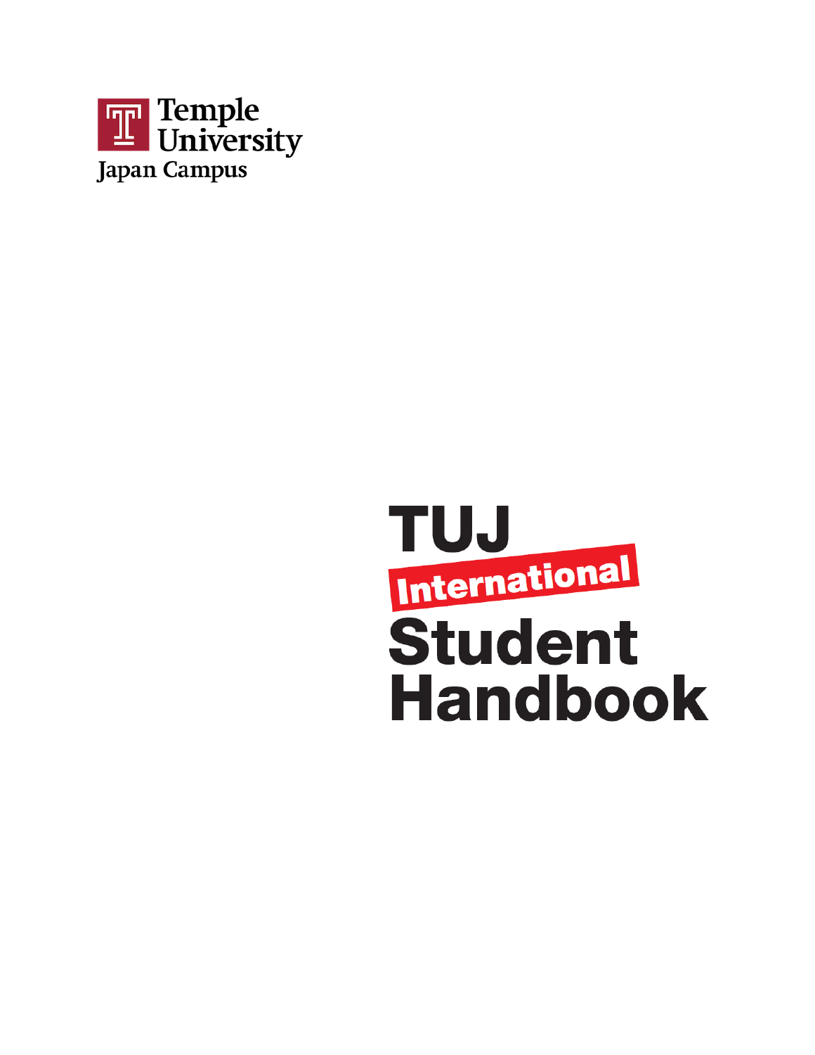Temple University
Japan Campus

# TUJ International Student Handbook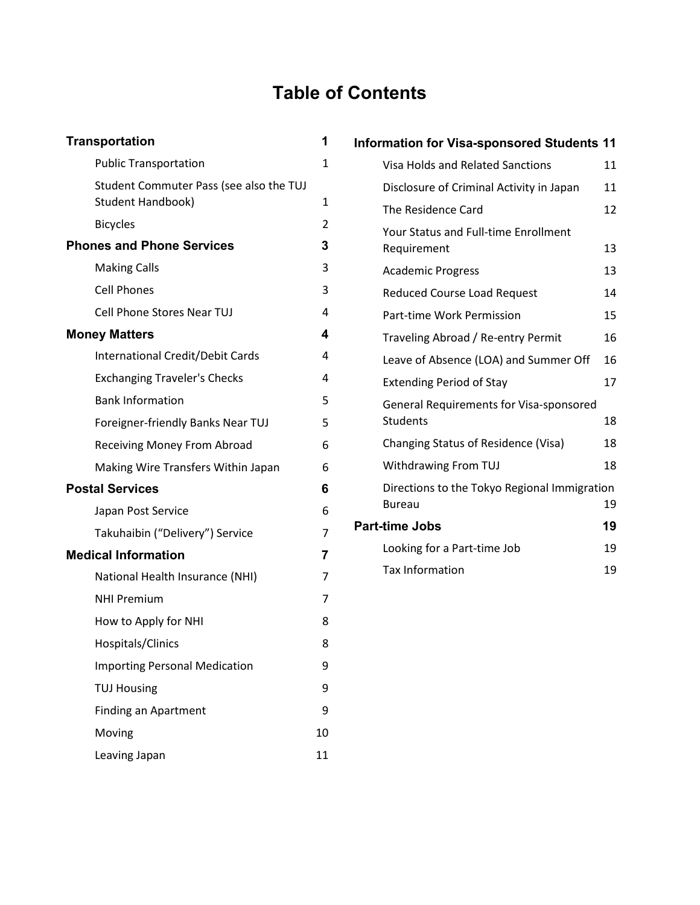# Table of Contents

**Transportation** 1
- Public Transportation 1
- Student Commuter Pass (see also the TUJ Student Handbook) 1
- Bicycles 2

**Phones and Phone Services** 3
- Making Calls 3
- Cell Phones 3
- Cell Phone Stores Near TUJ 4

**Money Matters** 4
- International Credit/Debit Cards 4
- Exchanging Traveler's Checks 4
- Bank Information 5
- Foreigner-friendly Banks Near TUJ 5
- Receiving Money From Abroad 6
- Making Wire Transfers Within Japan 6

**Postal Services** 6
- Japan Post Service 6
- Takuhaibin (“Delivery”) Service 7

**Medical Information** 7
- National Health Insurance (NHI) 7
- NHI Premium 7
- How to Apply for NHI 8
- Hospitals/Clinics 8
- Importing Personal Medication 9
- TUJ Housing 9
- Finding an Apartment 9
- Moving 10
- Leaving Japan 11

**Information for Visa-sponsored Students** 11
- Visa Holds and Related Sanctions 11
- Disclosure of Criminal Activity in Japan 11
- The Residence Card 12
- Your Status and Full-time Enrollment Requirement 13
- Academic Progress 13
- Reduced Course Load Request 14
- Part-time Work Permission 15
- Traveling Abroad / Re-entry Permit 16
- Leave of Absence (LOA) and Summer Off 16
- Extending Period of Stay 17
- General Requirements for Visa-sponsored Students 18
- Changing Status of Residence (Visa) 18
- Withdrawing From TUJ 18
- Directions to the Tokyo Regional Immigration Bureau 19

**Part-time Jobs** 19
- Looking for a Part-time Job 19
- Tax Information 19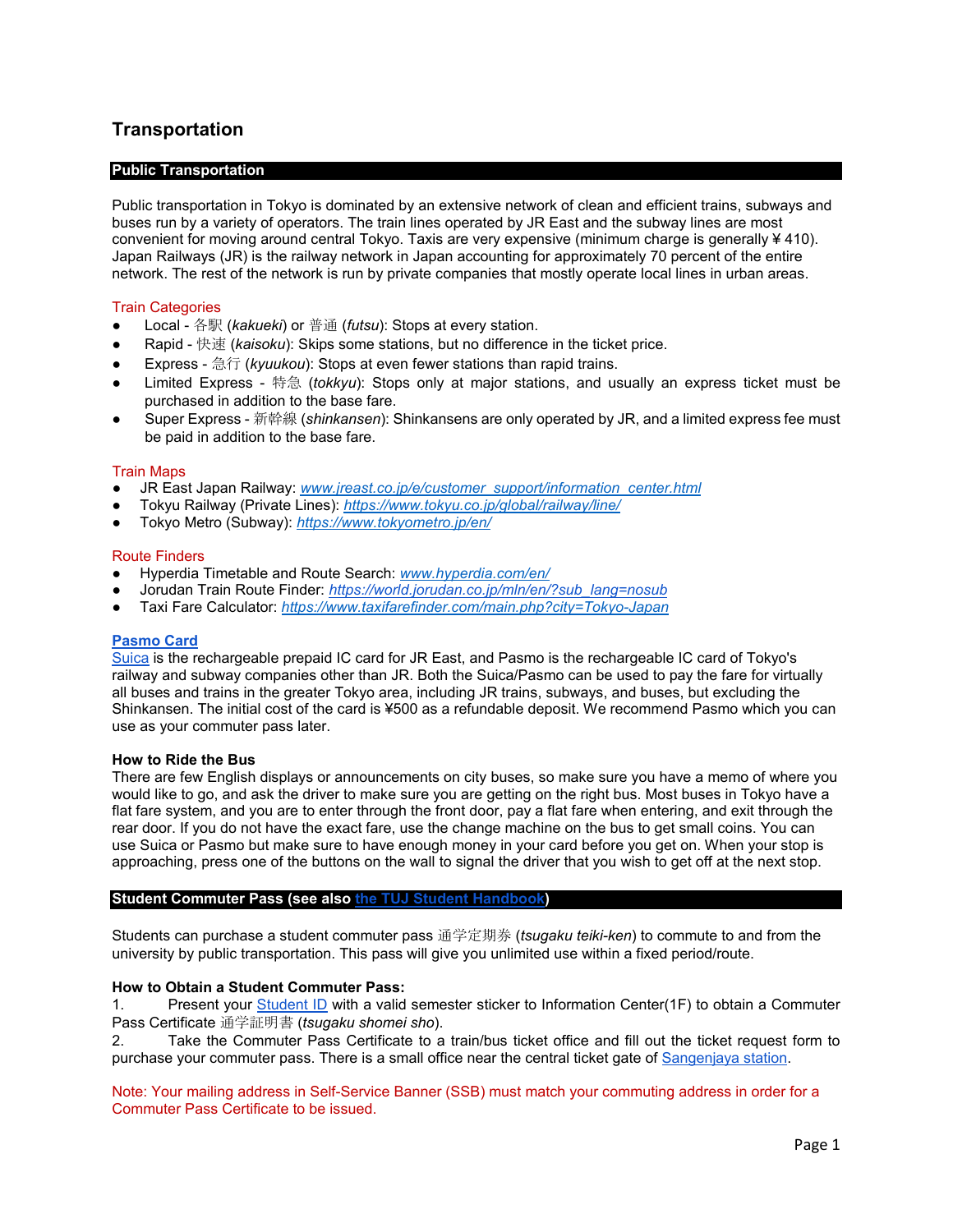# Transportation

## Public Transportation

Public transportation in Tokyo is dominated by an extensive network of clean and efficient trains, subways and buses run by a variety of operators. The train lines operated by JR East and the subway lines are most convenient for moving around central Tokyo. Taxis are very expensive (minimum charge is generally ¥410). Japan Railways (JR) is the railway network in Japan accounting for approximately 70 percent of the entire network. The rest of the network is run by private companies that mostly operate local lines in urban areas.

### Train Categories

- Local - 各駅 (*kakueki*) or 普通 (*futsu*): Stops at every station.
- Rapid - 快速 (*kaisoku*): Skips some stations, but no difference in the ticket price.
- Express - 急行 (*kyuukou*): Stops at even fewer stations than rapid trains.
- Limited Express - 特急 (*tokkyu*): Stops only at major stations, and usually an express ticket must be purchased in addition to the base fare.
- Super Express - 新幹線 (*shinkansen*): Shinkansens are only operated by JR, and a limited express fee must be paid in addition to the base fare.

### Train Maps

- JR East Japan Railway: *www.jreast.co.jp/e/customer_support/information_center.html*
- Tokyu Railway (Private Lines): *https://www.tokyu.co.jp/global/railway/line/*
- Tokyo Metro (Subway): *https://www.tokyometro.jp/en/*

### Route Finders

- Hyperdia Timetable and Route Search: *www.hyperdia.com/en/*
- Jorudan Train Route Finder: *https://world.jorudan.co.jp/mln/en/?sub_lang=nosub*
- Taxi Fare Calculator: *https://www.taxifarefinder.com/main.php?city=Tokyo-Japan*

### Pasmo Card

Suica is the rechargeable prepaid IC card for JR East, and Pasmo is the rechargeable IC card of Tokyo's railway and subway companies other than JR. Both the Suica/Pasmo can be used to pay the fare for virtually all buses and trains in the greater Tokyo area, including JR trains, subways, and buses, but excluding the Shinkansen. The initial cost of the card is ¥500 as a refundable deposit. We recommend Pasmo which you can use as your commuter pass later.

### How to Ride the Bus

There are few English displays or announcements on city buses, so make sure you have a memo of where you would like to go, and ask the driver to make sure you are getting on the right bus. Most buses in Tokyo have a flat fare system, and you are to enter through the front door, pay a flat fare when entering, and exit through the rear door. If you do not have the exact fare, use the change machine on the bus to get small coins. You can use Suica or Pasmo but make sure to have enough money in your card before you get on. When your stop is approaching, press one of the buttons on the wall to signal the driver that you wish to get off at the next stop.

## Student Commuter Pass (see also the TUJ Student Handbook)

Students can purchase a student commuter pass 通学定期券 (*tsugaku teiki-ken*) to commute to and from the university by public transportation. This pass will give you unlimited use within a fixed period/route.

### How to Obtain a Student Commuter Pass:

1. Present your Student ID with a valid semester sticker to Information Center(1F) to obtain a Commuter Pass Certificate 通学証明書 (*tsugaku shomei sho*).
2. Take the Commuter Pass Certificate to a train/bus ticket office and fill out the ticket request form to purchase your commuter pass. There is a small office near the central ticket gate of Sangenjaya station.

Note: Your mailing address in Self-Service Banner (SSB) must match your commuting address in order for a Commuter Pass Certificate to be issued.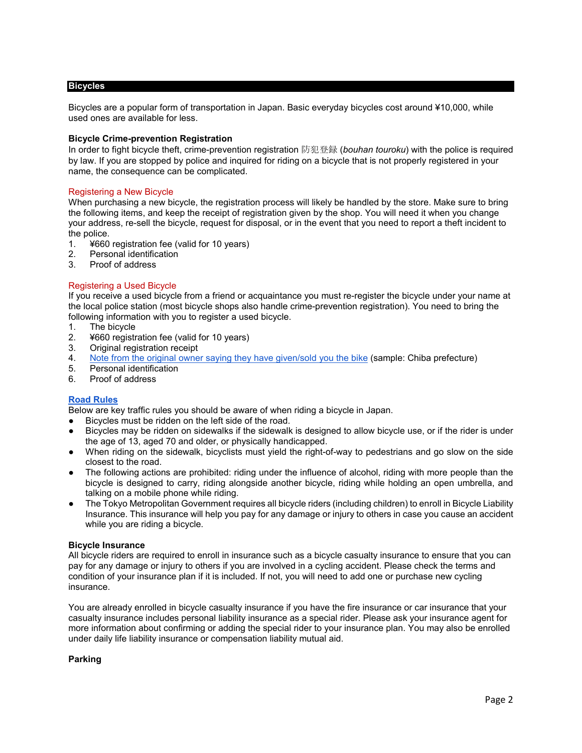## Bicycles

Bicycles are a popular form of transportation in Japan. Basic everyday bicycles cost around ¥10,000, while used ones are available for less.

### Bicycle Crime-prevention Registration

In order to fight bicycle theft, crime-prevention registration 防犯登録 (*bouhan touroku*) with the police is required by law. If you are stopped by police and inquired for riding on a bicycle that is not properly registered in your name, the consequence can be complicated.

#### Registering a New Bicycle

When purchasing a new bicycle, the registration process will likely be handled by the store. Make sure to bring the following items, and keep the receipt of registration given by the shop. You will need it when you change your address, re-sell the bicycle, request for disposal, or in the event that you need to report a theft incident to the police.

1. ¥660 registration fee (valid for 10 years)
2. Personal identification
3. Proof of address

#### Registering a Used Bicycle

If you receive a used bicycle from a friend or acquaintance you must re-register the bicycle under your name at the local police station (most bicycle shops also handle crime-prevention registration). You need to bring the following information with you to register a used bicycle.

1. The bicycle
2. ¥660 registration fee (valid for 10 years)
3. Original registration receipt
4. Note from the original owner saying they have given/sold you the bike (sample: Chiba prefecture)
5. Personal identification
6. Proof of address

### Road Rules

Below are key traffic rules you should be aware of when riding a bicycle in Japan.

- Bicycles must be ridden on the left side of the road.
- Bicycles may be ridden on sidewalks if the sidewalk is designed to allow bicycle use, or if the rider is under the age of 13, aged 70 and older, or physically handicapped.
- When riding on the sidewalk, bicyclists must yield the right-of-way to pedestrians and go slow on the side closest to the road.
- The following actions are prohibited: riding under the influence of alcohol, riding with more people than the bicycle is designed to carry, riding alongside another bicycle, riding while holding an open umbrella, and talking on a mobile phone while riding.
- The Tokyo Metropolitan Government requires all bicycle riders (including children) to enroll in Bicycle Liability Insurance. This insurance will help you pay for any damage or injury to others in case you cause an accident while you are riding a bicycle.

### Bicycle Insurance

All bicycle riders are required to enroll in insurance such as a bicycle casualty insurance to ensure that you can pay for any damage or injury to others if you are involved in a cycling accident. Please check the terms and condition of your insurance plan if it is included. If not, you will need to add one or purchase new cycling insurance.

You are already enrolled in bicycle casualty insurance if you have the fire insurance or car insurance that your casualty insurance includes personal liability insurance as a special rider. Please ask your insurance agent for more information about confirming or adding the special rider to your insurance plan. You may also be enrolled under daily life liability insurance or compensation liability mutual aid.

### Parking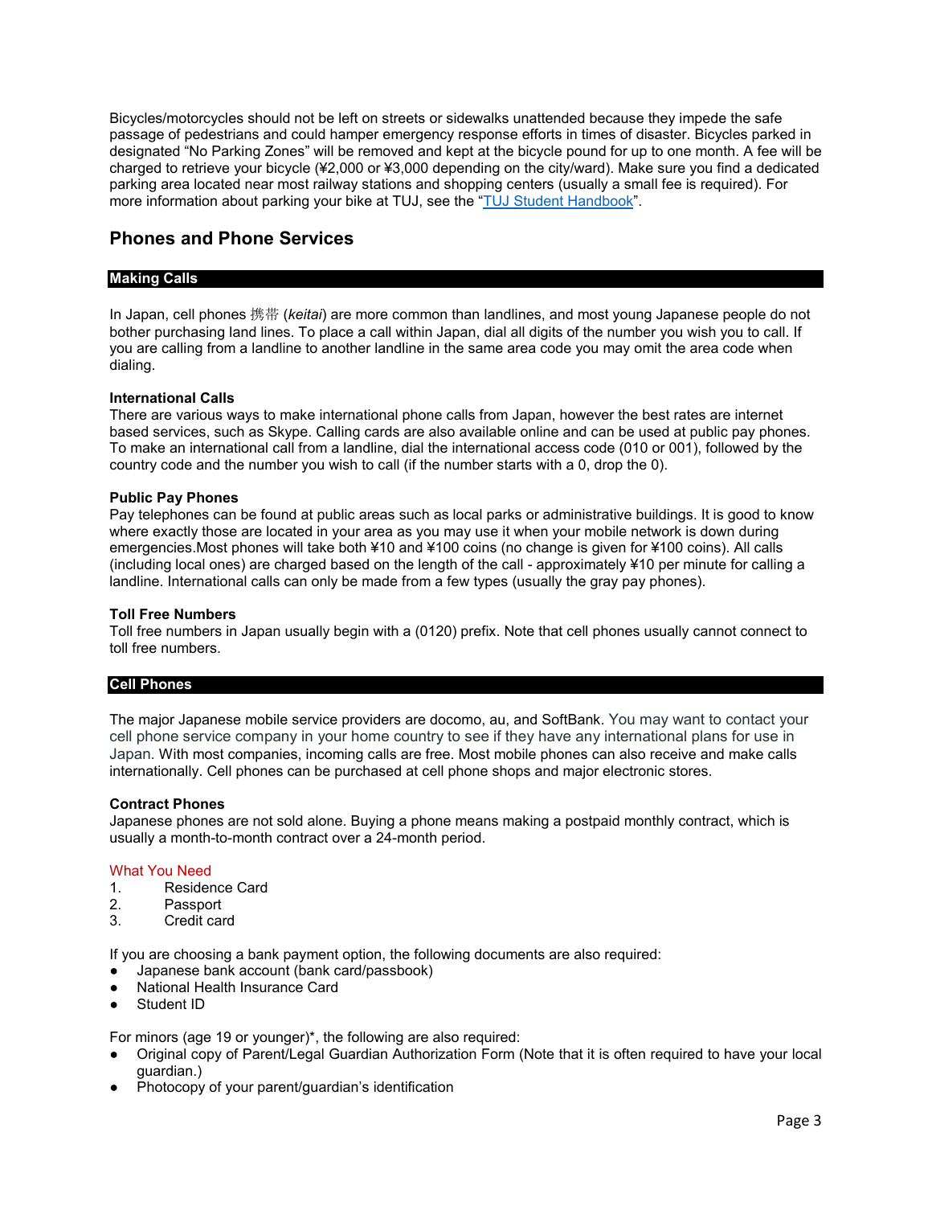Bicycles/motorcycles should not be left on streets or sidewalks unattended because they impede the safe passage of pedestrians and could hamper emergency response efforts in times of disaster. Bicycles parked in designated "No Parking Zones" will be removed and kept at the bicycle pound for up to one month. A fee will be charged to retrieve your bicycle (¥2,000 or ¥3,000 depending on the city/ward). Make sure you find a dedicated parking area located near most railway stations and shopping centers (usually a small fee is required). For more information about parking your bike at TUJ, see the "TUJ Student Handbook".

## Phones and Phone Services

### Making Calls

In Japan, cell phones 携帯 (*keitai*) are more common than landlines, and most young Japanese people do not bother purchasing land lines. To place a call within Japan, dial all digits of the number you wish you to call. If you are calling from a landline to another landline in the same area code you may omit the area code when dialing.

**International Calls**
There are various ways to make international phone calls from Japan, however the best rates are internet based services, such as Skype. Calling cards are also available online and can be used at public pay phones. To make an international call from a landline, dial the international access code (010 or 001), followed by the country code and the number you wish to call (if the number starts with a 0, drop the 0).

**Public Pay Phones**
Pay telephones can be found at public areas such as local parks or administrative buildings. It is good to know where exactly those are located in your area as you may use it when your mobile network is down during emergencies.Most phones will take both ¥10 and ¥100 coins (no change is given for ¥100 coins). All calls (including local ones) are charged based on the length of the call - approximately ¥10 per minute for calling a landline. International calls can only be made from a few types (usually the gray pay phones).

**Toll Free Numbers**
Toll free numbers in Japan usually begin with a (0120) prefix. Note that cell phones usually cannot connect to toll free numbers.

### Cell Phones

The major Japanese mobile service providers are docomo, au, and SoftBank. You may want to contact your cell phone service company in your home country to see if they have any international plans for use in Japan. With most companies, incoming calls are free. Most mobile phones can also receive and make calls internationally. Cell phones can be purchased at cell phone shops and major electronic stores.

**Contract Phones**
Japanese phones are not sold alone. Buying a phone means making a postpaid monthly contract, which is usually a month-to-month contract over a 24-month period.

What You Need

1. Residence Card
2. Passport
3. Credit card

If you are choosing a bank payment option, the following documents are also required:

- Japanese bank account (bank card/passbook)
- National Health Insurance Card
- Student ID

For minors (age 19 or younger)*, the following are also required:

- Original copy of Parent/Legal Guardian Authorization Form (Note that it is often required to have your local guardian.)
- Photocopy of your parent/guardian's identification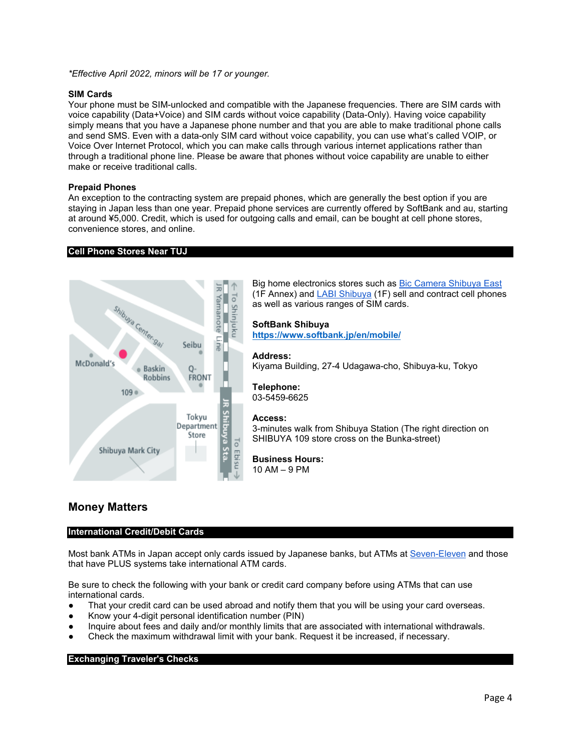*\*Effective April 2022, minors will be 17 or younger.*

**SIM Cards**

Your phone must be SIM-unlocked and compatible with the Japanese frequencies. There are SIM cards with voice capability (Data+Voice) and SIM cards without voice capability (Data-Only). Having voice capability simply means that you have a Japanese phone number and that you are able to make traditional phone calls and send SMS. Even with a data-only SIM card without voice capability, you can use what's called VOIP, or Voice Over Internet Protocol, which you can make calls through various internet applications rather than through a traditional phone line. Please be aware that phones without voice capability are unable to either make or receive traditional calls.

**Prepaid Phones**

An exception to the contracting system are prepaid phones, which are generally the best option if you are staying in Japan less than one year. Prepaid phone services are currently offered by SoftBank and au, starting at around ¥5,000. Credit, which is used for outgoing calls and email, can be bought at cell phone stores, convenience stores, and online.

### Cell Phone Stores Near TUJ

Big home electronics stores such as [Bic Camera Shibuya East](#) (1F Annex) and [LABI Shibuya](#) (1F) sell and contract cell phones as well as various ranges of SIM cards.

**SoftBank Shibuya**
**https://www.softbank.jp/en/mobile/**

**Address:**
Kiyama Building, 27-4 Udagawa-cho, Shibuya-ku, Tokyo

**Telephone:**
03-5459-6625

**Access:**
3-minutes walk from Shibuya Station (The right direction on SHIBUYA 109 store cross on the Bunka-street)

**Business Hours:**
10 AM – 9 PM

## Money Matters

### International Credit/Debit Cards

Most bank ATMs in Japan accept only cards issued by Japanese banks, but ATMs at [Seven-Eleven](#) and those that have PLUS systems take international ATM cards.

Be sure to check the following with your bank or credit card company before using ATMs that can use international cards.

- That your credit card can be used abroad and notify them that you will be using your card overseas.
- Know your 4-digit personal identification number (PIN)
- Inquire about fees and daily and/or monthly limits that are associated with international withdrawals.
- Check the maximum withdrawal limit with your bank. Request it be increased, if necessary.

### Exchanging Traveler's Checks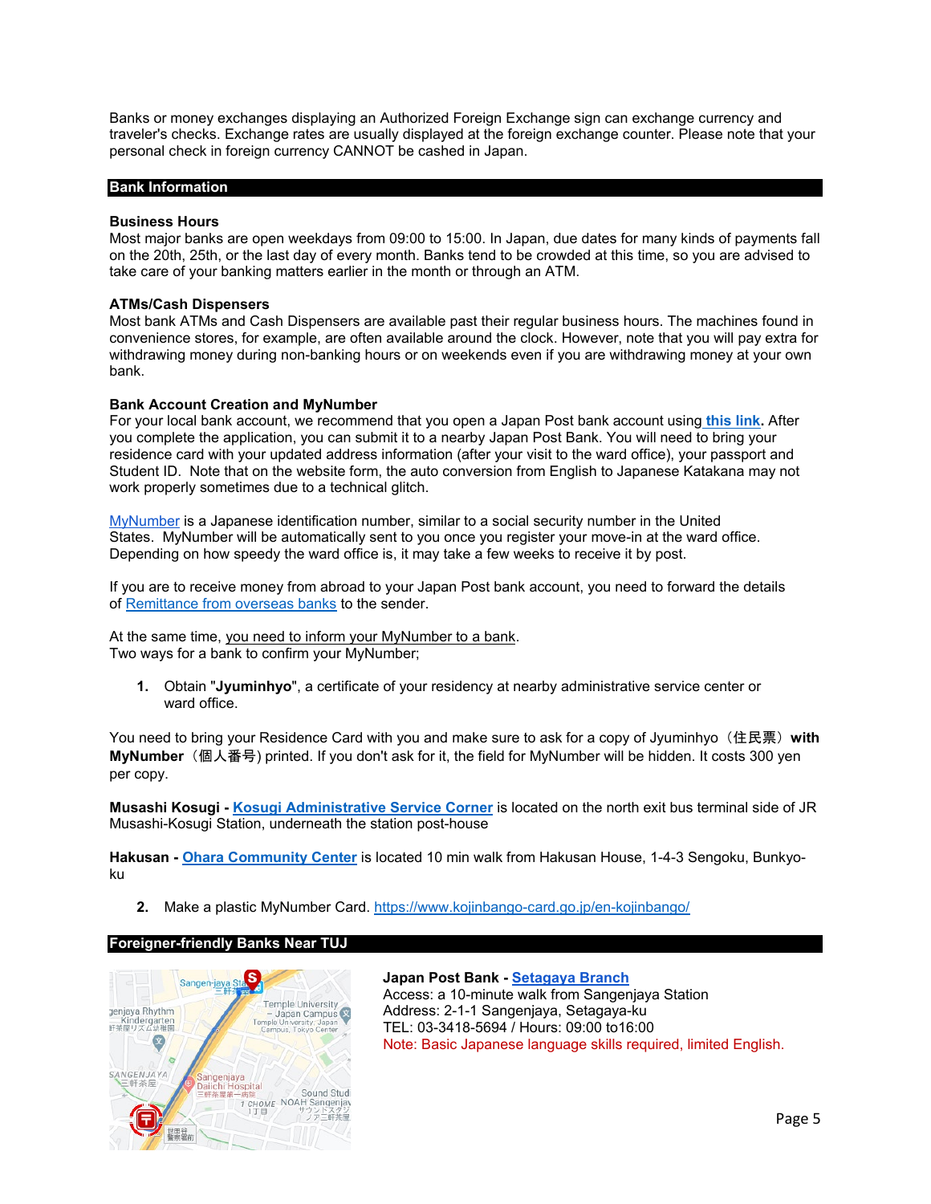Banks or money exchanges displaying an Authorized Foreign Exchange sign can exchange currency and traveler's checks. Exchange rates are usually displayed at the foreign exchange counter. Please note that your personal check in foreign currency CANNOT be cashed in Japan.

## Bank Information

**Business Hours**
Most major banks are open weekdays from 09:00 to 15:00. In Japan, due dates for many kinds of payments fall on the 20th, 25th, or the last day of every month. Banks tend to be crowded at this time, so you are advised to take care of your banking matters earlier in the month or through an ATM.

**ATMs/Cash Dispensers**
Most bank ATMs and Cash Dispensers are available past their regular business hours. The machines found in convenience stores, for example, are often available around the clock. However, note that you will pay extra for withdrawing money during non-banking hours or on weekends even if you are withdrawing money at your own bank.

**Bank Account Creation and MyNumber**
For your local bank account, we recommend that you open a Japan Post bank account using **this link**. After you complete the application, you can submit it to a nearby Japan Post Bank. You will need to bring your residence card with your updated address information (after your visit to the ward office), your passport and Student ID. Note that on the website form, the auto conversion from English to Japanese Katakana may not work properly sometimes due to a technical glitch.

MyNumber is a Japanese identification number, similar to a social security number in the United States. MyNumber will be automatically sent to you once you register your move-in at the ward office. Depending on how speedy the ward office is, it may take a few weeks to receive it by post.

If you are to receive money from abroad to your Japan Post bank account, you need to forward the details of Remittance from overseas banks to the sender.

At the same time, you need to inform your MyNumber to a bank.
Two ways for a bank to confirm your MyNumber;

1. Obtain "**Jyuminhyo**", a certificate of your residency at nearby administrative service center or ward office.

You need to bring your Residence Card with you and make sure to ask for a copy of Jyuminhyo（住民票）**with MyNumber**（個人番号) printed. If you don't ask for it, the field for MyNumber will be hidden. It costs 300 yen per copy.

**Musashi Kosugi - Kosugi Administrative Service Corner** is located on the north exit bus terminal side of JR Musashi-Kosugi Station, underneath the station post-house

**Hakusan - Ohara Community Center** is located 10 min walk from Hakusan House, 1-4-3 Sengoku, Bunkyo-ku

2. Make a plastic MyNumber Card. https://www.kojinbango-card.go.jp/en-kojinbango/

## Foreigner-friendly Banks Near TUJ

**Japan Post Bank - Setagaya Branch**
Access: a 10-minute walk from Sangenjaya Station
Address: 2-1-1 Sangenjaya, Setagaya-ku
TEL: 03-3418-5694 / Hours: 09:00 to16:00
Note: Basic Japanese language skills required, limited English.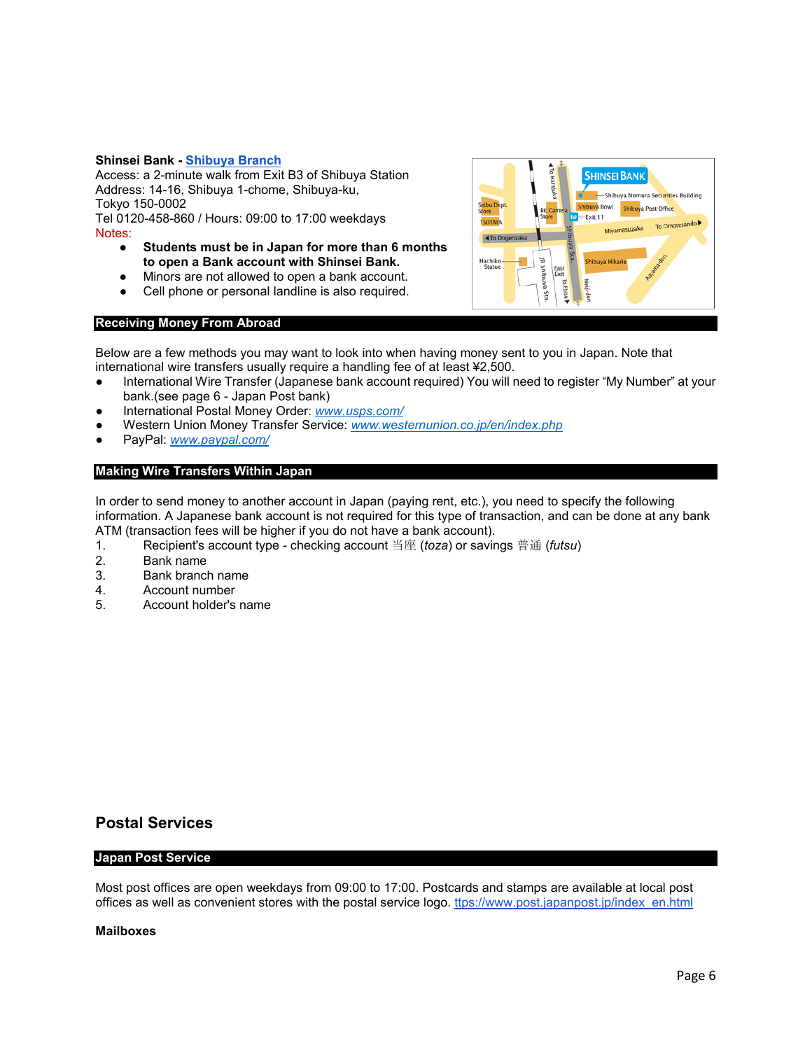**Shinsei Bank - Shibuya Branch**
Access: a 2-minute walk from Exit B3 of Shibuya Station
Address: 14-16, Shibuya 1-chome, Shibuya-ku,
Tokyo 150-0002
Tel 0120-458-860 / Hours: 09:00 to 17:00 weekdays
Notes:

- **Students must be in Japan for more than 6 months to open a Bank account with Shinsei Bank.**
- Minors are not allowed to open a bank account.
- Cell phone or personal landline is also required.

## Receiving Money From Abroad

Below are a few methods you may want to look into when having money sent to you in Japan. Note that international wire transfers usually require a handling fee of at least ¥2,500.

- International Wire Transfer (Japanese bank account required) You will need to register "My Number" at your bank.(see page 6 - Japan Post bank)
- International Postal Money Order: *www.usps.com/*
- Western Union Money Transfer Service: *www.westernunion.co.jp/en/index.php*
- PayPal: *www.paypal.com/*

## Making Wire Transfers Within Japan

In order to send money to another account in Japan (paying rent, etc.), you need to specify the following information. A Japanese bank account is not required for this type of transaction, and can be done at any bank ATM (transaction fees will be higher if you do not have a bank account).

1. Recipient's account type - checking account 当座 (*toza*) or savings 普通 (*futsu*)
2. Bank name
3. Bank branch name
4. Account number
5. Account holder's name

# Postal Services

## Japan Post Service

Most post offices are open weekdays from 09:00 to 17:00. Postcards and stamps are available at local post offices as well as convenient stores with the postal service logo. ttps://www.post.japanpost.jp/index_en.html

**Mailboxes**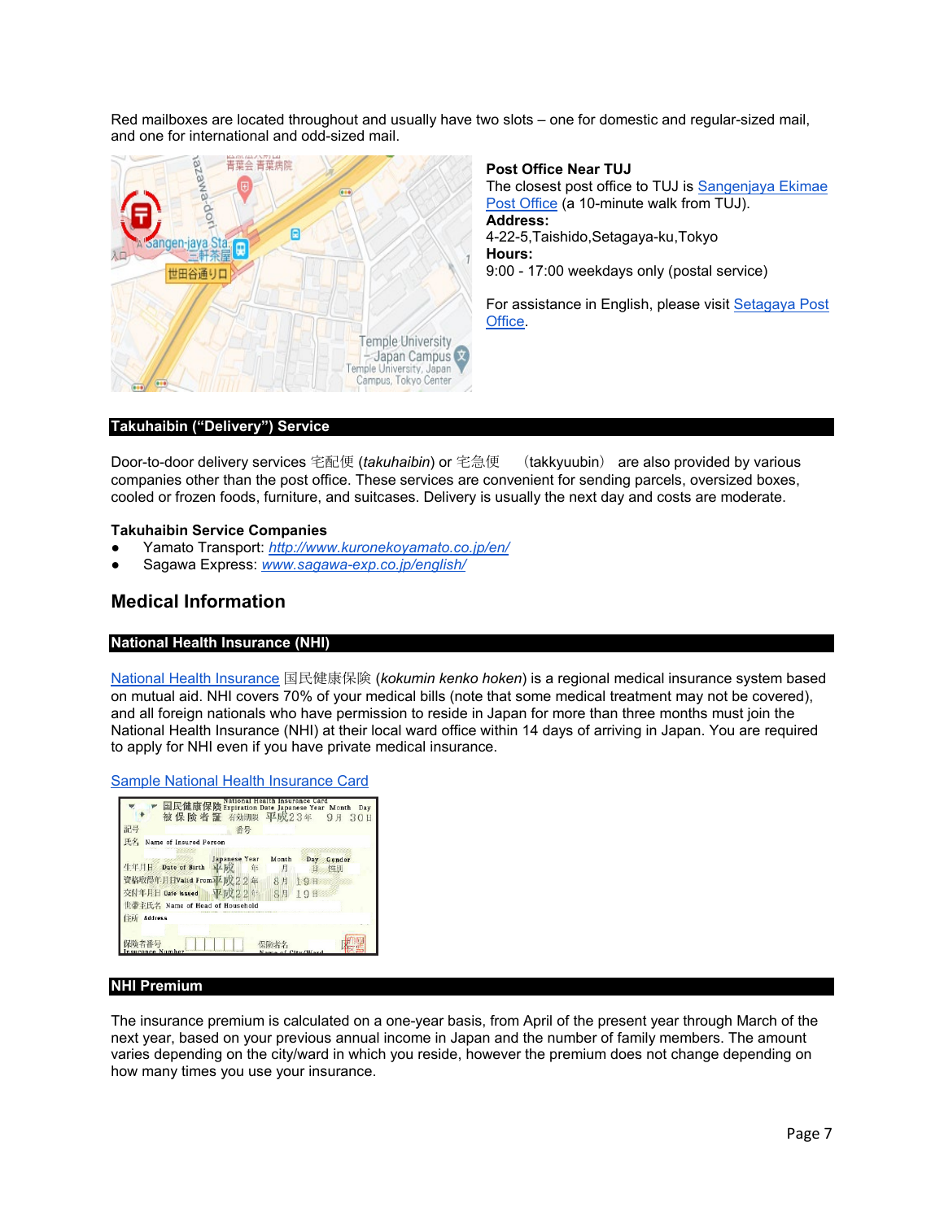Red mailboxes are located throughout and usually have two slots – one for domestic and regular-sized mail, and one for international and odd-sized mail.

**Post Office Near TUJ**
The closest post office to TUJ is Sangenjaya Ekimae Post Office (a 10-minute walk from TUJ).
**Address:**
4-22-5,Taishido,Setagaya-ku,Tokyo
**Hours:**
9:00 - 17:00 weekdays only (postal service)

For assistance in English, please visit Setagaya Post Office.

## Takuhaibin ("Delivery") Service

Door-to-door delivery services 宅配便 (*takuhaibin*) or 宅急便　（takkyuubin） are also provided by various companies other than the post office. These services are convenient for sending parcels, oversized boxes, cooled or frozen foods, furniture, and suitcases. Delivery is usually the next day and costs are moderate.

**Takuhaibin Service Companies**

- Yamato Transport: *http://www.kuronekoyamato.co.jp/en/*
- Sagawa Express: *www.sagawa-exp.co.jp/english/*

# Medical Information

## National Health Insurance (NHI)

National Health Insurance 国民健康保険 (*kokumin kenko hoken*) is a regional medical insurance system based on mutual aid. NHI covers 70% of your medical bills (note that some medical treatment may not be covered), and all foreign nationals who have permission to reside in Japan for more than three months must join the National Health Insurance (NHI) at their local ward office within 14 days of arriving in Japan. You are required to apply for NHI even if you have private medical insurance.

Sample National Health Insurance Card

## NHI Premium

The insurance premium is calculated on a one-year basis, from April of the present year through March of the next year, based on your previous annual income in Japan and the number of family members. The amount varies depending on the city/ward in which you reside, however the premium does not change depending on how many times you use your insurance.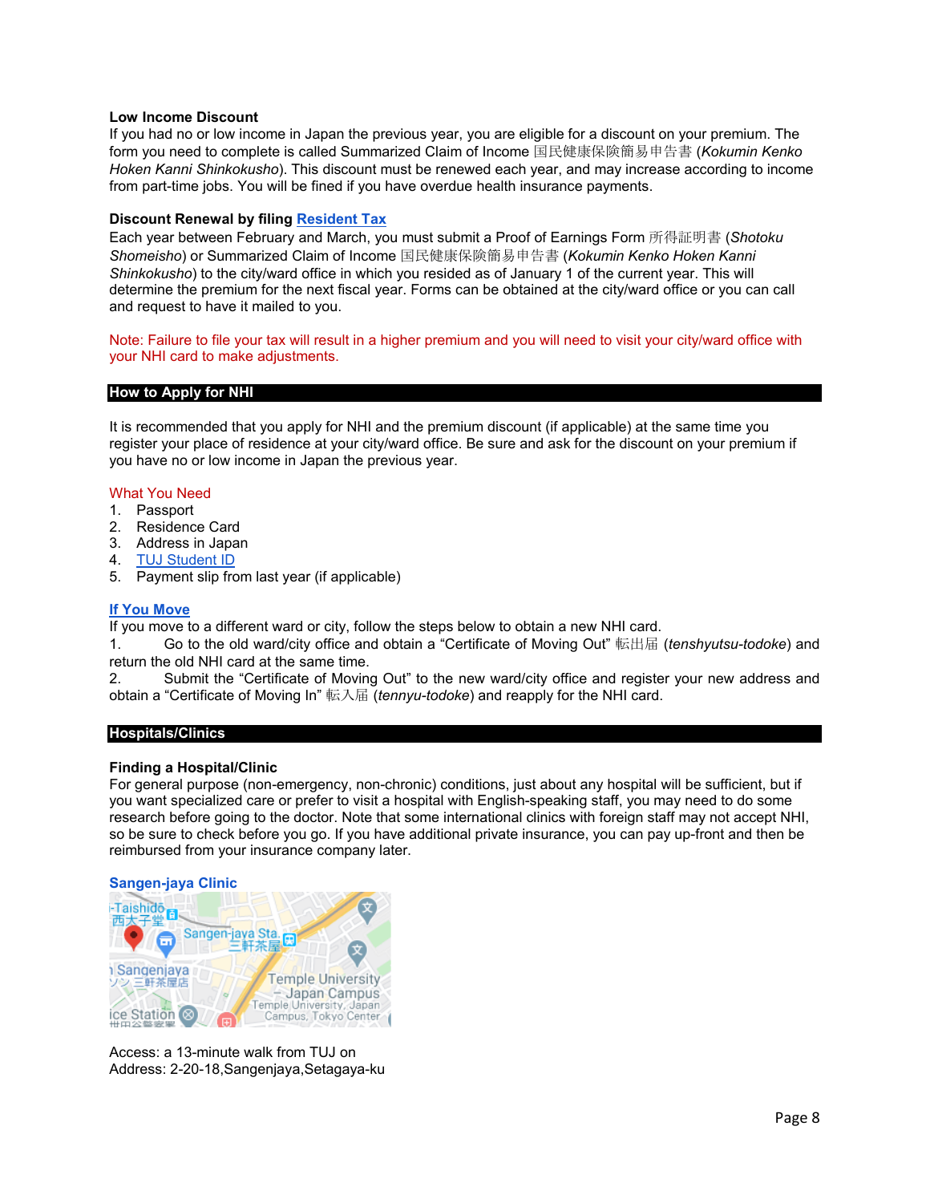**Low Income Discount**

If you had no or low income in Japan the previous year, you are eligible for a discount on your premium. The form you need to complete is called Summarized Claim of Income 国民健康保険簡易申告書 (*Kokumin Kenko Hoken Kanni Shinkokusho*). This discount must be renewed each year, and may increase according to income from part-time jobs. You will be fined if you have overdue health insurance payments.

**Discount Renewal by filing Resident Tax**

Each year between February and March, you must submit a Proof of Earnings Form 所得証明書 (*Shotoku Shomeisho*) or Summarized Claim of Income 国民健康保険簡易申告書 (*Kokumin Kenko Hoken Kanni Shinkokusho*) to the city/ward office in which you resided as of January 1 of the current year. This will determine the premium for the next fiscal year. Forms can be obtained at the city/ward office or you can call and request to have it mailed to you.

Note: Failure to file your tax will result in a higher premium and you will need to visit your city/ward office with your NHI card to make adjustments.

## How to Apply for NHI

It is recommended that you apply for NHI and the premium discount (if applicable) at the same time you register your place of residence at your city/ward office. Be sure and ask for the discount on your premium if you have no or low income in Japan the previous year.

What You Need

1. Passport
2. Residence Card
3. Address in Japan
4. TUJ Student ID
5. Payment slip from last year (if applicable)

**If You Move**

If you move to a different ward or city, follow the steps below to obtain a new NHI card.

1. Go to the old ward/city office and obtain a "Certificate of Moving Out" 転出届 (*tenshyutsu-todoke*) and return the old NHI card at the same time.
2. Submit the "Certificate of Moving Out" to the new ward/city office and register your new address and obtain a "Certificate of Moving In" 転入届 (*tennyu-todoke*) and reapply for the NHI card.

## Hospitals/Clinics

**Finding a Hospital/Clinic**

For general purpose (non-emergency, non-chronic) conditions, just about any hospital will be sufficient, but if you want specialized care or prefer to visit a hospital with English-speaking staff, you may need to do some research before going to the doctor. Note that some international clinics with foreign staff may not accept NHI, so be sure to check before you go. If you have additional private insurance, you can pay up-front and then be reimbursed from your insurance company later.

**Sangen-jaya Clinic**

Access: a 13-minute walk from TUJ on
Address: 2-20-18,Sangenjaya,Setagaya-ku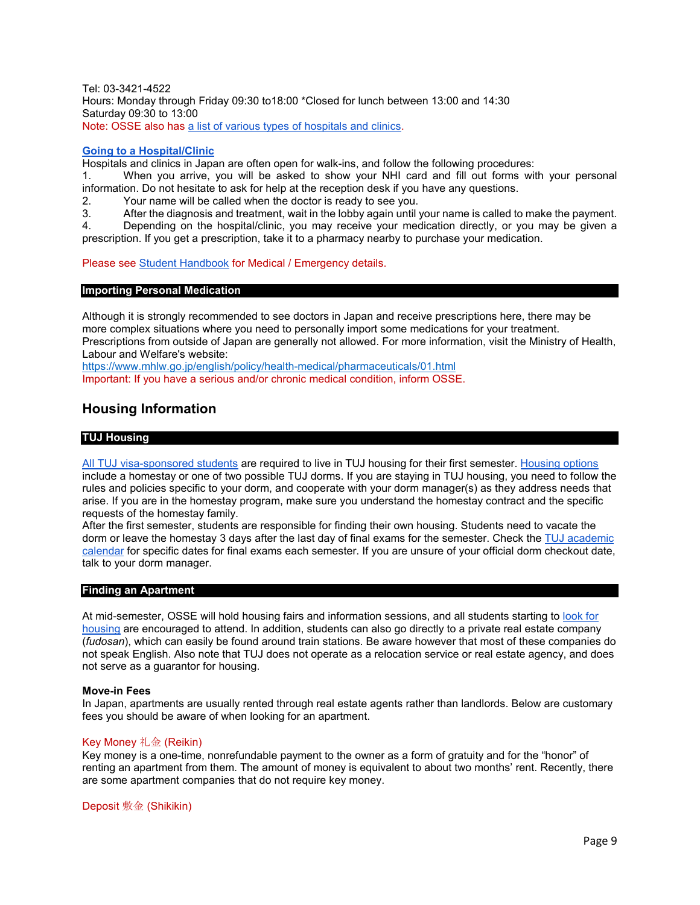Tel: 03-3421-4522
Hours: Monday through Friday 09:30 to18:00 *Closed for lunch between 13:00 and 14:30
Saturday 09:30 to 13:00
Note: OSSE also has a list of various types of hospitals and clinics.

**Going to a Hospital/Clinic**

Hospitals and clinics in Japan are often open for walk-ins, and follow the following procedures:

1. When you arrive, you will be asked to show your NHI card and fill out forms with your personal information. Do not hesitate to ask for help at the reception desk if you have any questions.
2. Your name will be called when the doctor is ready to see you.
3. After the diagnosis and treatment, wait in the lobby again until your name is called to make the payment.
4. Depending on the hospital/clinic, you may receive your medication directly, or you may be given a prescription. If you get a prescription, take it to a pharmacy nearby to purchase your medication.

Please see Student Handbook for Medical / Emergency details.

### Importing Personal Medication

Although it is strongly recommended to see doctors in Japan and receive prescriptions here, there may be more complex situations where you need to personally import some medications for your treatment. Prescriptions from outside of Japan are generally not allowed. For more information, visit the Ministry of Health, Labour and Welfare's website:
https://www.mhlw.go.jp/english/policy/health-medical/pharmaceuticals/01.html
Important: If you have a serious and/or chronic medical condition, inform OSSE.

## Housing Information

### TUJ Housing

All TUJ visa-sponsored students are required to live in TUJ housing for their first semester. Housing options include a homestay or one of two possible TUJ dorms. If you are staying in TUJ housing, you need to follow the rules and policies specific to your dorm, and cooperate with your dorm manager(s) as they address needs that arise. If you are in the homestay program, make sure you understand the homestay contract and the specific requests of the homestay family.
After the first semester, students are responsible for finding their own housing. Students need to vacate the dorm or leave the homestay 3 days after the last day of final exams for the semester. Check the TUJ academic calendar for specific dates for final exams each semester. If you are unsure of your official dorm checkout date, talk to your dorm manager.

### Finding an Apartment

At mid-semester, OSSE will hold housing fairs and information sessions, and all students starting to look for housing are encouraged to attend. In addition, students can also go directly to a private real estate company (*fudosan*), which can easily be found around train stations. Be aware however that most of these companies do not speak English. Also note that TUJ does not operate as a relocation service or real estate agency, and does not serve as a guarantor for housing.

**Move-in Fees**

In Japan, apartments are usually rented through real estate agents rather than landlords. Below are customary fees you should be aware of when looking for an apartment.

Key Money 礼金 (Reikin)

Key money is a one-time, nonrefundable payment to the owner as a form of gratuity and for the "honor" of renting an apartment from them. The amount of money is equivalent to about two months' rent. Recently, there are some apartment companies that do not require key money.

Deposit 敷金 (Shikikin)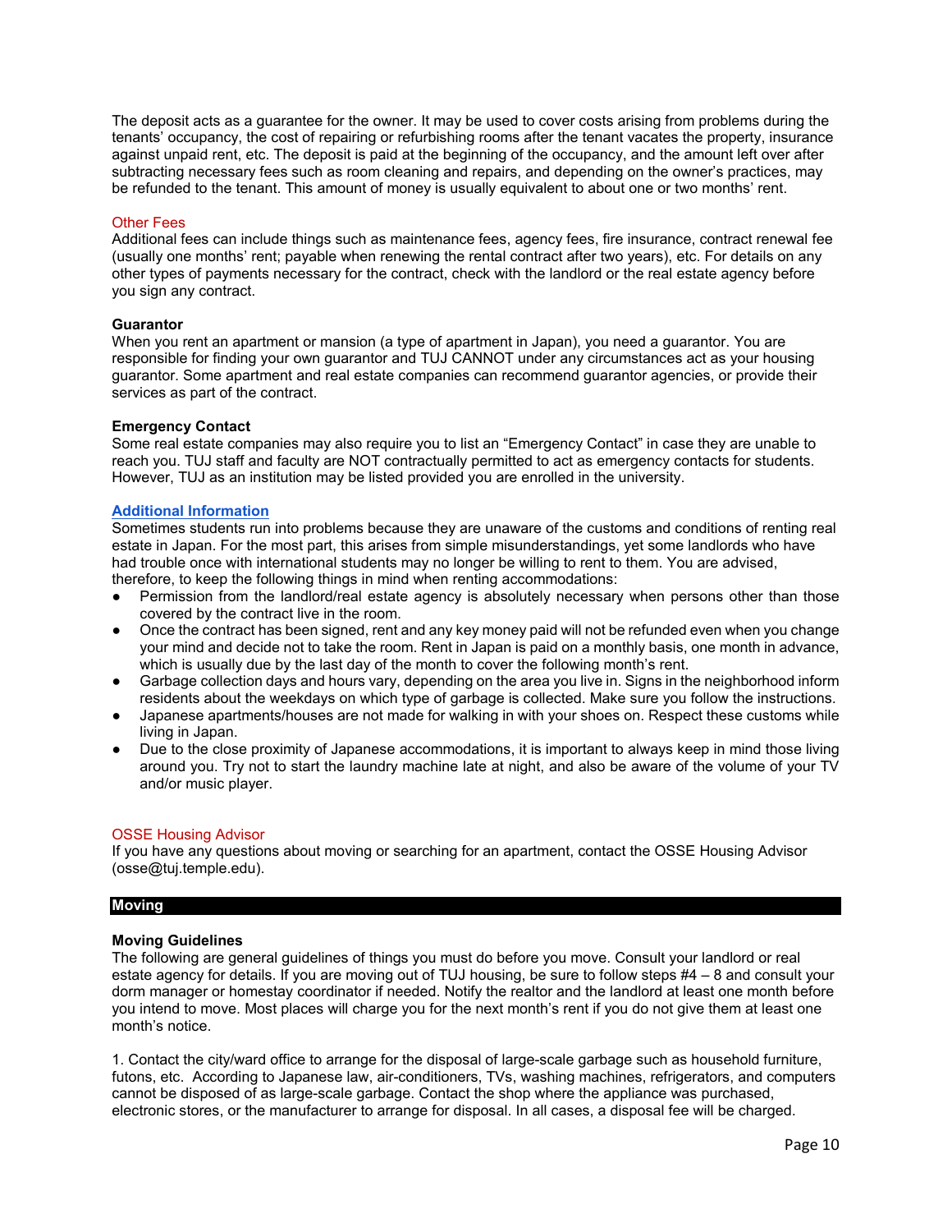The deposit acts as a guarantee for the owner. It may be used to cover costs arising from problems during the tenants' occupancy, the cost of repairing or refurbishing rooms after the tenant vacates the property, insurance against unpaid rent, etc. The deposit is paid at the beginning of the occupancy, and the amount left over after subtracting necessary fees such as room cleaning and repairs, and depending on the owner's practices, may be refunded to the tenant. This amount of money is usually equivalent to about one or two months' rent.

### Other Fees

Additional fees can include things such as maintenance fees, agency fees, fire insurance, contract renewal fee (usually one months' rent; payable when renewing the rental contract after two years), etc. For details on any other types of payments necessary for the contract, check with the landlord or the real estate agency before you sign any contract.

### Guarantor

When you rent an apartment or mansion (a type of apartment in Japan), you need a guarantor. You are responsible for finding your own guarantor and TUJ CANNOT under any circumstances act as your housing guarantor. Some apartment and real estate companies can recommend guarantor agencies, or provide their services as part of the contract.

### Emergency Contact

Some real estate companies may also require you to list an "Emergency Contact" in case they are unable to reach you. TUJ staff and faculty are NOT contractually permitted to act as emergency contacts for students. However, TUJ as an institution may be listed provided you are enrolled in the university.

### Additional Information

Sometimes students run into problems because they are unaware of the customs and conditions of renting real estate in Japan. For the most part, this arises from simple misunderstandings, yet some landlords who have had trouble once with international students may no longer be willing to rent to them. You are advised, therefore, to keep the following things in mind when renting accommodations:

- Permission from the landlord/real estate agency is absolutely necessary when persons other than those covered by the contract live in the room.
- Once the contract has been signed, rent and any key money paid will not be refunded even when you change your mind and decide not to take the room. Rent in Japan is paid on a monthly basis, one month in advance, which is usually due by the last day of the month to cover the following month's rent.
- Garbage collection days and hours vary, depending on the area you live in. Signs in the neighborhood inform residents about the weekdays on which type of garbage is collected. Make sure you follow the instructions.
- Japanese apartments/houses are not made for walking in with your shoes on. Respect these customs while living in Japan.
- Due to the close proximity of Japanese accommodations, it is important to always keep in mind those living around you. Try not to start the laundry machine late at night, and also be aware of the volume of your TV and/or music player.

### OSSE Housing Advisor

If you have any questions about moving or searching for an apartment, contact the OSSE Housing Advisor (osse@tuj.temple.edu).

## Moving

### Moving Guidelines

The following are general guidelines of things you must do before you move. Consult your landlord or real estate agency for details. If you are moving out of TUJ housing, be sure to follow steps #4 – 8 and consult your dorm manager or homestay coordinator if needed. Notify the realtor and the landlord at least one month before you intend to move. Most places will charge you for the next month's rent if you do not give them at least one month's notice.

1. Contact the city/ward office to arrange for the disposal of large-scale garbage such as household furniture, futons, etc. According to Japanese law, air-conditioners, TVs, washing machines, refrigerators, and computers cannot be disposed of as large-scale garbage. Contact the shop where the appliance was purchased, electronic stores, or the manufacturer to arrange for disposal. In all cases, a disposal fee will be charged.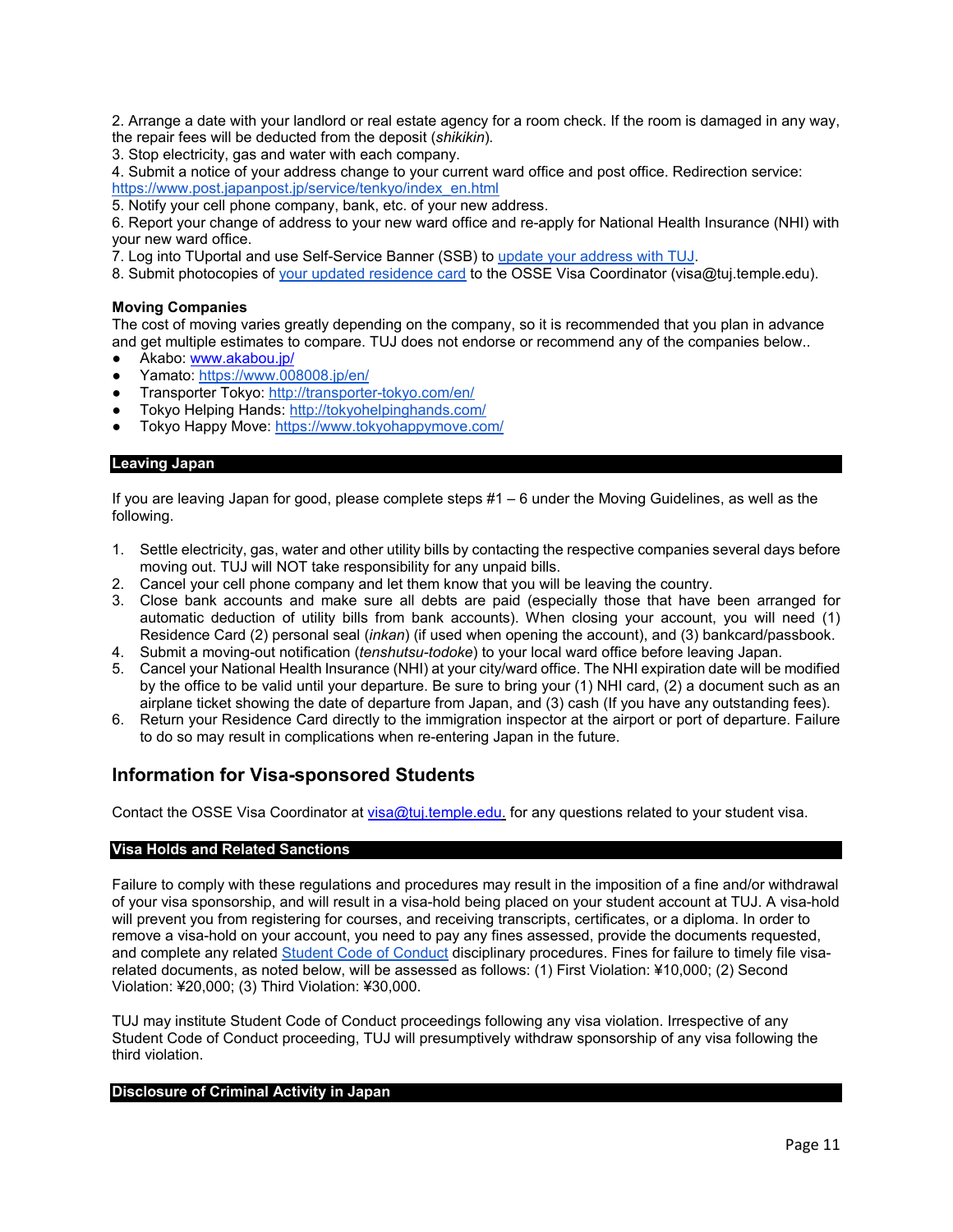2. Arrange a date with your landlord or real estate agency for a room check. If the room is damaged in any way, the repair fees will be deducted from the deposit (*shikikin*).
3. Stop electricity, gas and water with each company.
4. Submit a notice of your address change to your current ward office and post office. Redirection service: https://www.post.japanpost.jp/service/tenkyo/index_en.html
5. Notify your cell phone company, bank, etc. of your new address.
6. Report your change of address to your new ward office and re-apply for National Health Insurance (NHI) with your new ward office.
7. Log into TUportal and use Self-Service Banner (SSB) to update your address with TUJ.
8. Submit photocopies of your updated residence card to the OSSE Visa Coordinator (visa@tuj.temple.edu).

**Moving Companies**

The cost of moving varies greatly depending on the company, so it is recommended that you plan in advance and get multiple estimates to compare. TUJ does not endorse or recommend any of the companies below..

- Akabo: www.akabou.jp/
- Yamato: https://www.008008.jp/en/
- Transporter Tokyo: http://transporter-tokyo.com/en/
- Tokyo Helping Hands: http://tokyohelpinghands.com/
- Tokyo Happy Move: https://www.tokyohappymove.com/

### Leaving Japan

If you are leaving Japan for good, please complete steps #1 – 6 under the Moving Guidelines, as well as the following.

1. Settle electricity, gas, water and other utility bills by contacting the respective companies several days before moving out. TUJ will NOT take responsibility for any unpaid bills.
2. Cancel your cell phone company and let them know that you will be leaving the country.
3. Close bank accounts and make sure all debts are paid (especially those that have been arranged for automatic deduction of utility bills from bank accounts). When closing your account, you will need (1) Residence Card (2) personal seal (*inkan*) (if used when opening the account), and (3) bankcard/passbook.
4. Submit a moving-out notification (*tenshutsu-todoke*) to your local ward office before leaving Japan.
5. Cancel your National Health Insurance (NHI) at your city/ward office. The NHI expiration date will be modified by the office to be valid until your departure. Be sure to bring your (1) NHI card, (2) a document such as an airplane ticket showing the date of departure from Japan, and (3) cash (If you have any outstanding fees).
6. Return your Residence Card directly to the immigration inspector at the airport or port of departure. Failure to do so may result in complications when re-entering Japan in the future.

## Information for Visa-sponsored Students

Contact the OSSE Visa Coordinator at visa@tuj.temple.edu. for any questions related to your student visa.

### Visa Holds and Related Sanctions

Failure to comply with these regulations and procedures may result in the imposition of a fine and/or withdrawal of your visa sponsorship, and will result in a visa-hold being placed on your student account at TUJ. A visa-hold will prevent you from registering for courses, and receiving transcripts, certificates, or a diploma. In order to remove a visa-hold on your account, you need to pay any fines assessed, provide the documents requested, and complete any related Student Code of Conduct disciplinary procedures. Fines for failure to timely file visa-related documents, as noted below, will be assessed as follows: (1) First Violation: ¥10,000; (2) Second Violation: ¥20,000; (3) Third Violation: ¥30,000.

TUJ may institute Student Code of Conduct proceedings following any visa violation. Irrespective of any Student Code of Conduct proceeding, TUJ will presumptively withdraw sponsorship of any visa following the third violation.

### Disclosure of Criminal Activity in Japan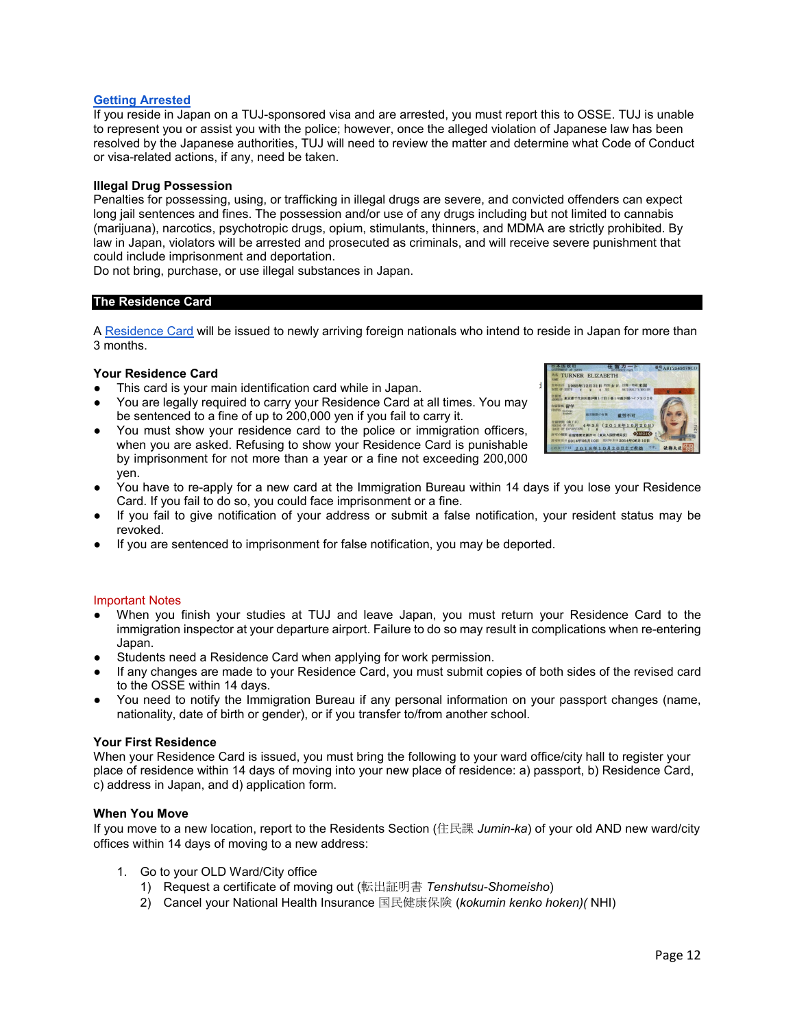### Getting Arrested

If you reside in Japan on a TUJ-sponsored visa and are arrested, you must report this to OSSE. TUJ is unable to represent you or assist you with the police; however, once the alleged violation of Japanese law has been resolved by the Japanese authorities, TUJ will need to review the matter and determine what Code of Conduct or visa-related actions, if any, need be taken.

**Illegal Drug Possession**

Penalties for possessing, using, or trafficking in illegal drugs are severe, and convicted offenders can expect long jail sentences and fines. The possession and/or use of any drugs including but not limited to cannabis (marijuana), narcotics, psychotropic drugs, opium, stimulants, thinners, and MDMA are strictly prohibited. By law in Japan, violators will be arrested and prosecuted as criminals, and will receive severe punishment that could include imprisonment and deportation.

Do not bring, purchase, or use illegal substances in Japan.

## The Residence Card

A Residence Card will be issued to newly arriving foreign nationals who intend to reside in Japan for more than 3 months.

**Your Residence Card**

- This card is your main identification card while in Japan.
- You are legally required to carry your Residence Card at all times. You may be sentenced to a fine of up to 200,000 yen if you fail to carry it.
- You must show your residence card to the police or immigration officers, when you are asked. Refusing to show your Residence Card is punishable by imprisonment for not more than a year or a fine not exceeding 200,000 yen.
- You have to re-apply for a new card at the Immigration Bureau within 14 days if you lose your Residence Card. If you fail to do so, you could face imprisonment or a fine.
- If you fail to give notification of your address or submit a false notification, your resident status may be revoked.
- If you are sentenced to imprisonment for false notification, you may be deported.

Important Notes

- When you finish your studies at TUJ and leave Japan, you must return your Residence Card to the immigration inspector at your departure airport. Failure to do so may result in complications when re-entering Japan.
- Students need a Residence Card when applying for work permission.
- If any changes are made to your Residence Card, you must submit copies of both sides of the revised card to the OSSE within 14 days.
- You need to notify the Immigration Bureau if any personal information on your passport changes (name, nationality, date of birth or gender), or if you transfer to/from another school.

**Your First Residence**

When your Residence Card is issued, you must bring the following to your ward office/city hall to register your place of residence within 14 days of moving into your new place of residence: a) passport, b) Residence Card, c) address in Japan, and d) application form.

**When You Move**

If you move to a new location, report to the Residents Section (住民課 *Jumin-ka*) of your old AND new ward/city offices within 14 days of moving to a new address:

1. Go to your OLD Ward/City office
   1) Request a certificate of moving out (転出証明書 *Tenshutsu-Shomeisho*)
   2) Cancel your National Health Insurance 国民健康保険 (*kokumin kenko hoken)(* NHI)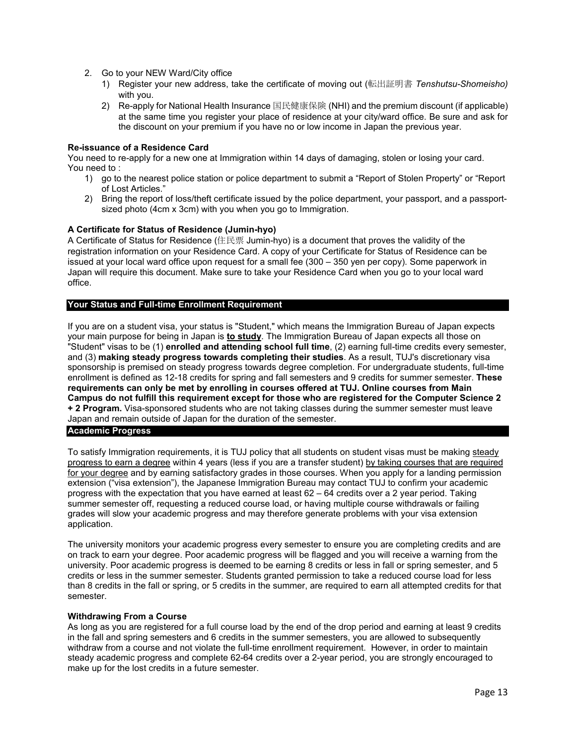2. Go to your NEW Ward/City office
    1) Register your new address, take the certificate of moving out (転出証明書 *Tenshutsu-Shomeisho)* with you.
    2) Re-apply for National Health Insurance 国民健康保険 (NHI) and the premium discount (if applicable) at the same time you register your place of residence at your city/ward office. Be sure and ask for the discount on your premium if you have no or low income in Japan the previous year.

**Re-issuance of a Residence Card**

You need to re-apply for a new one at Immigration within 14 days of damaging, stolen or losing your card. You need to :

1) go to the nearest police station or police department to submit a "Report of Stolen Property" or "Report of Lost Articles."
2) Bring the report of loss/theft certificate issued by the police department, your passport, and a passport-sized photo (4cm x 3cm) with you when you go to Immigration.

**A Certificate for Status of Residence (Jumin-hyo)**

A Certificate of Status for Residence (住民票 Jumin-hyo) is a document that proves the validity of the registration information on your Residence Card. A copy of your Certificate for Status of Residence can be issued at your local ward office upon request for a small fee (300 – 350 yen per copy). Some paperwork in Japan will require this document. Make sure to take your Residence Card when you go to your local ward office.

## Your Status and Full-time Enrollment Requirement

If you are on a student visa, your status is "Student," which means the Immigration Bureau of Japan expects your main purpose for being in Japan is **to study**. The Immigration Bureau of Japan expects all those on "Student" visas to be (1) **enrolled and attending school full time**, (2) earning full-time credits every semester, and (3) **making steady progress towards completing their studies**. As a result, TUJ's discretionary visa sponsorship is premised on steady progress towards degree completion. For undergraduate students, full-time enrollment is defined as 12-18 credits for spring and fall semesters and 9 credits for summer semester. **These requirements can only be met by enrolling in courses offered at TUJ. Online courses from Main Campus do not fulfill this requirement except for those who are registered for the Computer Science 2 + 2 Program.** Visa-sponsored students who are not taking classes during the summer semester must leave Japan and remain outside of Japan for the duration of the semester.

## Academic Progress

To satisfy Immigration requirements, it is TUJ policy that all students on student visas must be making steady progress to earn a degree within 4 years (less if you are a transfer student) by taking courses that are required for your degree and by earning satisfactory grades in those courses. When you apply for a landing permission extension ("visa extension"), the Japanese Immigration Bureau may contact TUJ to confirm your academic progress with the expectation that you have earned at least 62 – 64 credits over a 2 year period. Taking summer semester off, requesting a reduced course load, or having multiple course withdrawals or failing grades will slow your academic progress and may therefore generate problems with your visa extension application.

The university monitors your academic progress every semester to ensure you are completing credits and are on track to earn your degree. Poor academic progress will be flagged and you will receive a warning from the university. Poor academic progress is deemed to be earning 8 credits or less in fall or spring semester, and 5 credits or less in the summer semester. Students granted permission to take a reduced course load for less than 8 credits in the fall or spring, or 5 credits in the summer, are required to earn all attempted credits for that semester.

**Withdrawing From a Course**

As long as you are registered for a full course load by the end of the drop period and earning at least 9 credits in the fall and spring semesters and 6 credits in the summer semesters, you are allowed to subsequently withdraw from a course and not violate the full-time enrollment requirement. However, in order to maintain steady academic progress and complete 62-64 credits over a 2-year period, you are strongly encouraged to make up for the lost credits in a future semester.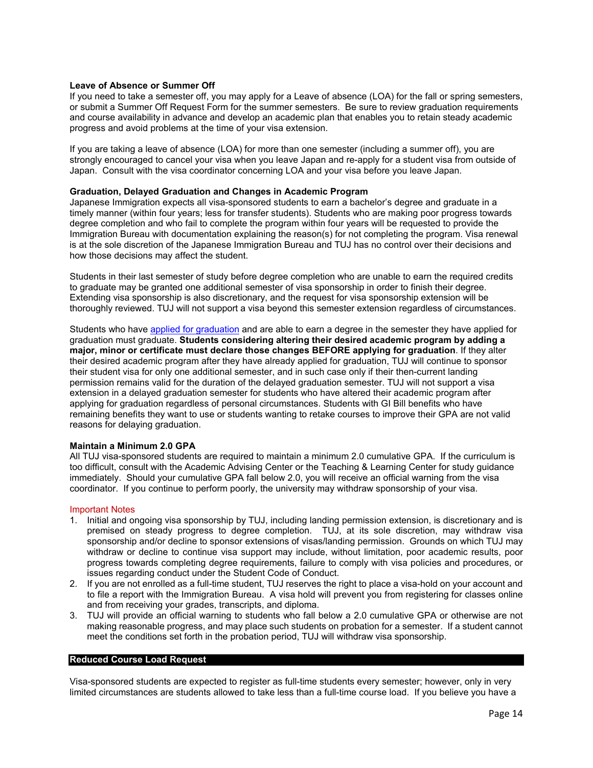### Leave of Absence or Summer Off

If you need to take a semester off, you may apply for a Leave of absence (LOA) for the fall or spring semesters, or submit a Summer Off Request Form for the summer semesters. Be sure to review graduation requirements and course availability in advance and develop an academic plan that enables you to retain steady academic progress and avoid problems at the time of your visa extension.

If you are taking a leave of absence (LOA) for more than one semester (including a summer off), you are strongly encouraged to cancel your visa when you leave Japan and re-apply for a student visa from outside of Japan. Consult with the visa coordinator concerning LOA and your visa before you leave Japan.

### Graduation, Delayed Graduation and Changes in Academic Program

Japanese Immigration expects all visa-sponsored students to earn a bachelor's degree and graduate in a timely manner (within four years; less for transfer students). Students who are making poor progress towards degree completion and who fail to complete the program within four years will be requested to provide the Immigration Bureau with documentation explaining the reason(s) for not completing the program. Visa renewal is at the sole discretion of the Japanese Immigration Bureau and TUJ has no control over their decisions and how those decisions may affect the student.

Students in their last semester of study before degree completion who are unable to earn the required credits to graduate may be granted one additional semester of visa sponsorship in order to finish their degree. Extending visa sponsorship is also discretionary, and the request for visa sponsorship extension will be thoroughly reviewed. TUJ will not support a visa beyond this semester extension regardless of circumstances.

Students who have applied for graduation and are able to earn a degree in the semester they have applied for graduation must graduate. **Students considering altering their desired academic program by adding a major, minor or certificate must declare those changes BEFORE applying for graduation**. If they alter their desired academic program after they have already applied for graduation, TUJ will continue to sponsor their student visa for only one additional semester, and in such case only if their then-current landing permission remains valid for the duration of the delayed graduation semester. TUJ will not support a visa extension in a delayed graduation semester for students who have altered their academic program after applying for graduation regardless of personal circumstances. Students with GI Bill benefits who have remaining benefits they want to use or students wanting to retake courses to improve their GPA are not valid reasons for delaying graduation.

### Maintain a Minimum 2.0 GPA

All TUJ visa-sponsored students are required to maintain a minimum 2.0 cumulative GPA. If the curriculum is too difficult, consult with the Academic Advising Center or the Teaching & Learning Center for study guidance immediately. Should your cumulative GPA fall below 2.0, you will receive an official warning from the visa coordinator. If you continue to perform poorly, the university may withdraw sponsorship of your visa.

Important Notes

1. Initial and ongoing visa sponsorship by TUJ, including landing permission extension, is discretionary and is premised on steady progress to degree completion. TUJ, at its sole discretion, may withdraw visa sponsorship and/or decline to sponsor extensions of visas/landing permission. Grounds on which TUJ may withdraw or decline to continue visa support may include, without limitation, poor academic results, poor progress towards completing degree requirements, failure to comply with visa policies and procedures, or issues regarding conduct under the Student Code of Conduct.
2. If you are not enrolled as a full-time student, TUJ reserves the right to place a visa-hold on your account and to file a report with the Immigration Bureau. A visa hold will prevent you from registering for classes online and from receiving your grades, transcripts, and diploma.
3. TUJ will provide an official warning to students who fall below a 2.0 cumulative GPA or otherwise are not making reasonable progress, and may place such students on probation for a semester. If a student cannot meet the conditions set forth in the probation period, TUJ will withdraw visa sponsorship.

## Reduced Course Load Request

Visa-sponsored students are expected to register as full-time students every semester; however, only in very limited circumstances are students allowed to take less than a full-time course load. If you believe you have a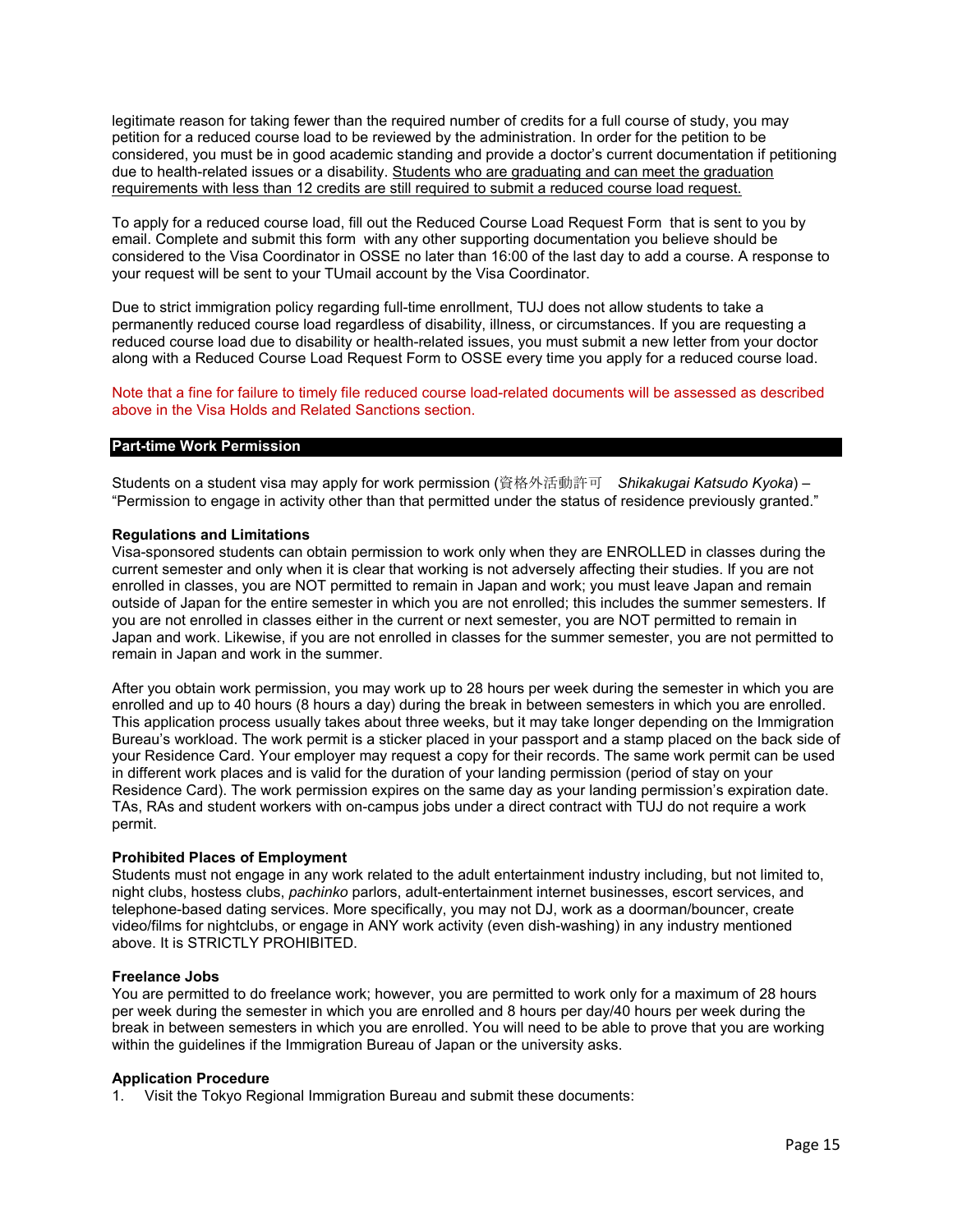legitimate reason for taking fewer than the required number of credits for a full course of study, you may petition for a reduced course load to be reviewed by the administration. In order for the petition to be considered, you must be in good academic standing and provide a doctor's current documentation if petitioning due to health-related issues or a disability. Students who are graduating and can meet the graduation requirements with less than 12 credits are still required to submit a reduced course load request.

To apply for a reduced course load, fill out the Reduced Course Load Request Form that is sent to you by email. Complete and submit this form with any other supporting documentation you believe should be considered to the Visa Coordinator in OSSE no later than 16:00 of the last day to add a course. A response to your request will be sent to your TUmail account by the Visa Coordinator.

Due to strict immigration policy regarding full-time enrollment, TUJ does not allow students to take a permanently reduced course load regardless of disability, illness, or circumstances. If you are requesting a reduced course load due to disability or health-related issues, you must submit a new letter from your doctor along with a Reduced Course Load Request Form to OSSE every time you apply for a reduced course load.

Note that a fine for failure to timely file reduced course load-related documents will be assessed as described above in the Visa Holds and Related Sanctions section.

## Part-time Work Permission

Students on a student visa may apply for work permission (資格外活動許可 *Shikakugai Katsudo Kyoka*) – "Permission to engage in activity other than that permitted under the status of residence previously granted."

### Regulations and Limitations

Visa-sponsored students can obtain permission to work only when they are ENROLLED in classes during the current semester and only when it is clear that working is not adversely affecting their studies. If you are not enrolled in classes, you are NOT permitted to remain in Japan and work; you must leave Japan and remain outside of Japan for the entire semester in which you are not enrolled; this includes the summer semesters. If you are not enrolled in classes either in the current or next semester, you are NOT permitted to remain in Japan and work. Likewise, if you are not enrolled in classes for the summer semester, you are not permitted to remain in Japan and work in the summer.

After you obtain work permission, you may work up to 28 hours per week during the semester in which you are enrolled and up to 40 hours (8 hours a day) during the break in between semesters in which you are enrolled. This application process usually takes about three weeks, but it may take longer depending on the Immigration Bureau's workload. The work permit is a sticker placed in your passport and a stamp placed on the back side of your Residence Card. Your employer may request a copy for their records. The same work permit can be used in different work places and is valid for the duration of your landing permission (period of stay on your Residence Card). The work permission expires on the same day as your landing permission's expiration date. TAs, RAs and student workers with on-campus jobs under a direct contract with TUJ do not require a work permit.

### Prohibited Places of Employment

Students must not engage in any work related to the adult entertainment industry including, but not limited to, night clubs, hostess clubs, *pachinko* parlors, adult-entertainment internet businesses, escort services, and telephone-based dating services. More specifically, you may not DJ, work as a doorman/bouncer, create video/films for nightclubs, or engage in ANY work activity (even dish-washing) in any industry mentioned above. It is STRICTLY PROHIBITED.

### Freelance Jobs

You are permitted to do freelance work; however, you are permitted to work only for a maximum of 28 hours per week during the semester in which you are enrolled and 8 hours per day/40 hours per week during the break in between semesters in which you are enrolled. You will need to be able to prove that you are working within the guidelines if the Immigration Bureau of Japan or the university asks.

### Application Procedure

1. Visit the Tokyo Regional Immigration Bureau and submit these documents: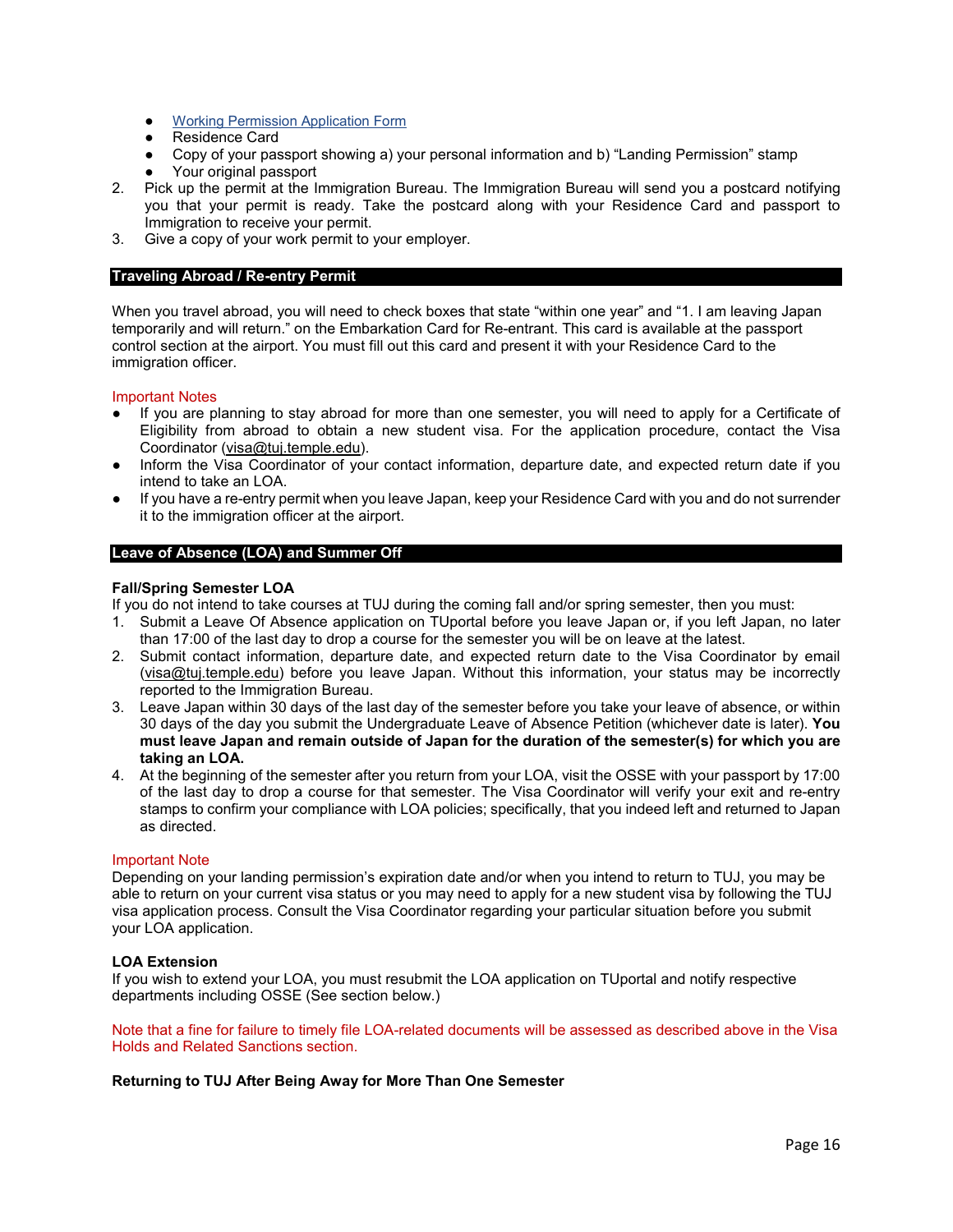- [Working Permission Application Form]
- Residence Card
- Copy of your passport showing a) your personal information and b) "Landing Permission" stamp
- Your original passport

2. Pick up the permit at the Immigration Bureau. The Immigration Bureau will send you a postcard notifying you that your permit is ready. Take the postcard along with your Residence Card and passport to Immigration to receive your permit.
3. Give a copy of your work permit to your employer.

## Traveling Abroad / Re-entry Permit

When you travel abroad, you will need to check boxes that state "within one year" and "1. I am leaving Japan temporarily and will return." on the Embarkation Card for Re-entrant. This card is available at the passport control section at the airport. You must fill out this card and present it with your Residence Card to the immigration officer.

Important Notes

- If you are planning to stay abroad for more than one semester, you will need to apply for a Certificate of Eligibility from abroad to obtain a new student visa. For the application procedure, contact the Visa Coordinator (visa@tuj.temple.edu).
- Inform the Visa Coordinator of your contact information, departure date, and expected return date if you intend to take an LOA.
- If you have a re-entry permit when you leave Japan, keep your Residence Card with you and do not surrender it to the immigration officer at the airport.

## Leave of Absence (LOA) and Summer Off

### Fall/Spring Semester LOA

If you do not intend to take courses at TUJ during the coming fall and/or spring semester, then you must:

1. Submit a Leave Of Absence application on TUportal before you leave Japan or, if you left Japan, no later than 17:00 of the last day to drop a course for the semester you will be on leave at the latest.
2. Submit contact information, departure date, and expected return date to the Visa Coordinator by email (visa@tuj.temple.edu) before you leave Japan. Without this information, your status may be incorrectly reported to the Immigration Bureau.
3. Leave Japan within 30 days of the last day of the semester before you take your leave of absence, or within 30 days of the day you submit the Undergraduate Leave of Absence Petition (whichever date is later). **You must leave Japan and remain outside of Japan for the duration of the semester(s) for which you are taking an LOA.**
4. At the beginning of the semester after you return from your LOA, visit the OSSE with your passport by 17:00 of the last day to drop a course for that semester. The Visa Coordinator will verify your exit and re-entry stamps to confirm your compliance with LOA policies; specifically, that you indeed left and returned to Japan as directed.

Important Note

Depending on your landing permission's expiration date and/or when you intend to return to TUJ, you may be able to return on your current visa status or you may need to apply for a new student visa by following the TUJ visa application process. Consult the Visa Coordinator regarding your particular situation before you submit your LOA application.

### LOA Extension

If you wish to extend your LOA, you must resubmit the LOA application on TUportal and notify respective departments including OSSE (See section below.)

Note that a fine for failure to timely file LOA-related documents will be assessed as described above in the Visa Holds and Related Sanctions section.

### Returning to TUJ After Being Away for More Than One Semester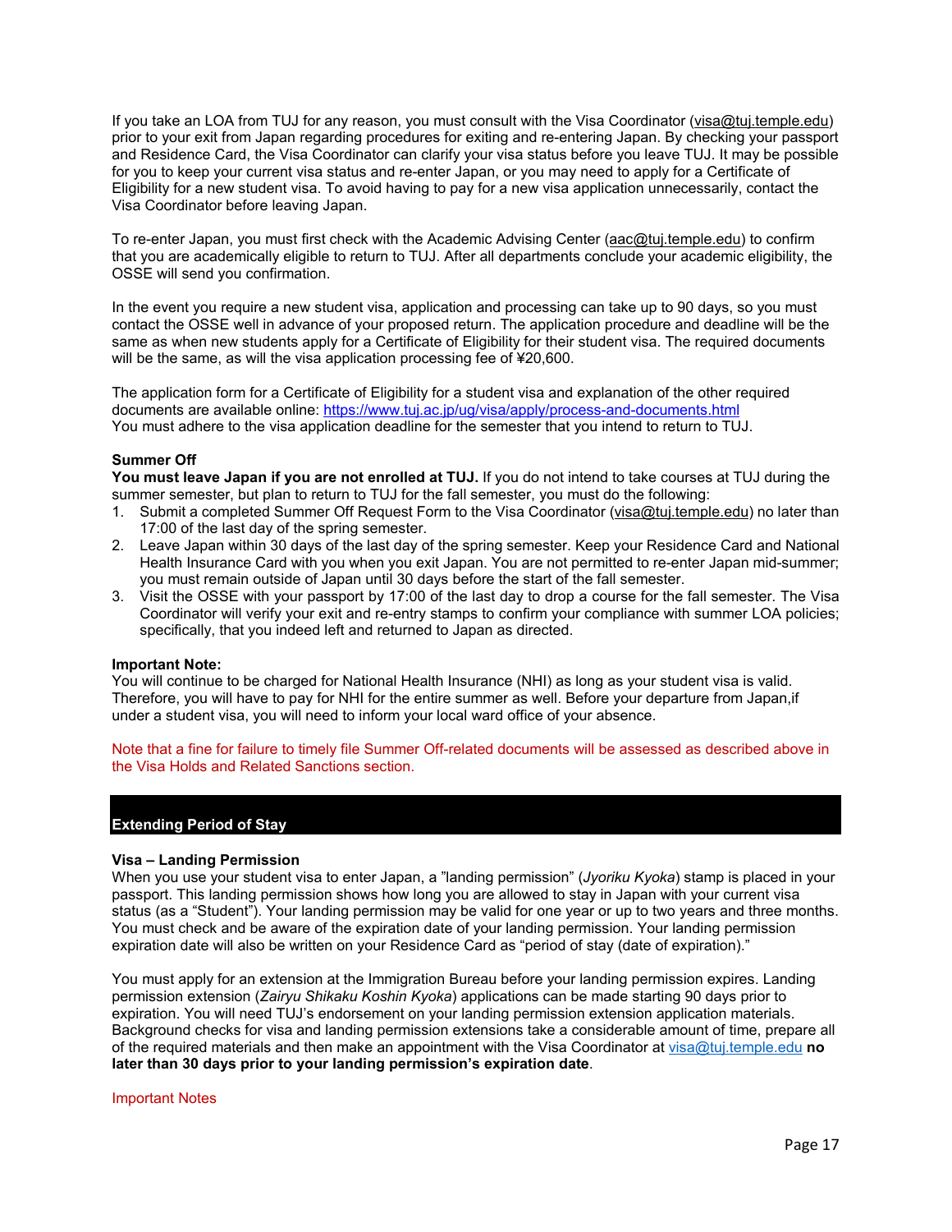If you take an LOA from TUJ for any reason, you must consult with the Visa Coordinator (visa@tuj.temple.edu) prior to your exit from Japan regarding procedures for exiting and re-entering Japan. By checking your passport and Residence Card, the Visa Coordinator can clarify your visa status before you leave TUJ. It may be possible for you to keep your current visa status and re-enter Japan, or you may need to apply for a Certificate of Eligibility for a new student visa. To avoid having to pay for a new visa application unnecessarily, contact the Visa Coordinator before leaving Japan.

To re-enter Japan, you must first check with the Academic Advising Center (aac@tuj.temple.edu) to confirm that you are academically eligible to return to TUJ. After all departments conclude your academic eligibility, the OSSE will send you confirmation.

In the event you require a new student visa, application and processing can take up to 90 days, so you must contact the OSSE well in advance of your proposed return. The application procedure and deadline will be the same as when new students apply for a Certificate of Eligibility for their student visa. The required documents will be the same, as will the visa application processing fee of ¥20,600.

The application form for a Certificate of Eligibility for a student visa and explanation of the other required documents are available online: https://www.tuj.ac.jp/ug/visa/apply/process-and-documents.html
You must adhere to the visa application deadline for the semester that you intend to return to TUJ.

**Summer Off**

**You must leave Japan if you are not enrolled at TUJ.** If you do not intend to take courses at TUJ during the summer semester, but plan to return to TUJ for the fall semester, you must do the following:

1. Submit a completed Summer Off Request Form to the Visa Coordinator (visa@tuj.temple.edu) no later than 17:00 of the last day of the spring semester.
2. Leave Japan within 30 days of the last day of the spring semester. Keep your Residence Card and National Health Insurance Card with you when you exit Japan. You are not permitted to re-enter Japan mid-summer; you must remain outside of Japan until 30 days before the start of the fall semester.
3. Visit the OSSE with your passport by 17:00 of the last day to drop a course for the fall semester. The Visa Coordinator will verify your exit and re-entry stamps to confirm your compliance with summer LOA policies; specifically, that you indeed left and returned to Japan as directed.

**Important Note:**

You will continue to be charged for National Health Insurance (NHI) as long as your student visa is valid. Therefore, you will have to pay for NHI for the entire summer as well. Before your departure from Japan,if under a student visa, you will need to inform your local ward office of your absence.

Note that a fine for failure to timely file Summer Off-related documents will be assessed as described above in the Visa Holds and Related Sanctions section.

## Extending Period of Stay

**Visa – Landing Permission**

When you use your student visa to enter Japan, a ”landing permission” (*Jyoriku Kyoka*) stamp is placed in your passport. This landing permission shows how long you are allowed to stay in Japan with your current visa status (as a “Student”). Your landing permission may be valid for one year or up to two years and three months. You must check and be aware of the expiration date of your landing permission. Your landing permission expiration date will also be written on your Residence Card as “period of stay (date of expiration).”

You must apply for an extension at the Immigration Bureau before your landing permission expires. Landing permission extension (*Zairyu Shikaku Koshin Kyoka*) applications can be made starting 90 days prior to expiration. You will need TUJ’s endorsement on your landing permission extension application materials. Background checks for visa and landing permission extensions take a considerable amount of time, prepare all of the required materials and then make an appointment with the Visa Coordinator at visa@tuj.temple.edu **no later than 30 days prior to your landing permission’s expiration date**.

Important Notes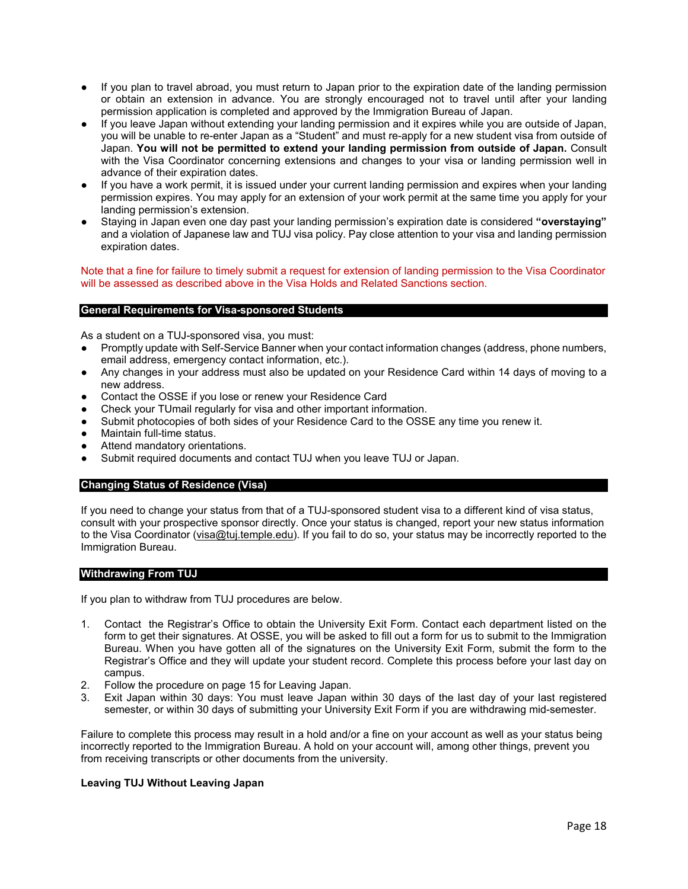- If you plan to travel abroad, you must return to Japan prior to the expiration date of the landing permission or obtain an extension in advance. You are strongly encouraged not to travel until after your landing permission application is completed and approved by the Immigration Bureau of Japan.
- If you leave Japan without extending your landing permission and it expires while you are outside of Japan, you will be unable to re-enter Japan as a "Student" and must re-apply for a new student visa from outside of Japan. **You will not be permitted to extend your landing permission from outside of Japan.** Consult with the Visa Coordinator concerning extensions and changes to your visa or landing permission well in advance of their expiration dates.
- If you have a work permit, it is issued under your current landing permission and expires when your landing permission expires. You may apply for an extension of your work permit at the same time you apply for your landing permission's extension.
- Staying in Japan even one day past your landing permission's expiration date is considered **"overstaying"** and a violation of Japanese law and TUJ visa policy. Pay close attention to your visa and landing permission expiration dates.

Note that a fine for failure to timely submit a request for extension of landing permission to the Visa Coordinator will be assessed as described above in the Visa Holds and Related Sanctions section.

## General Requirements for Visa-sponsored Students

As a student on a TUJ-sponsored visa, you must:

- Promptly update with Self-Service Banner when your contact information changes (address, phone numbers, email address, emergency contact information, etc.).
- Any changes in your address must also be updated on your Residence Card within 14 days of moving to a new address.
- Contact the OSSE if you lose or renew your Residence Card
- Check your TUmail regularly for visa and other important information.
- Submit photocopies of both sides of your Residence Card to the OSSE any time you renew it.
- Maintain full-time status.
- Attend mandatory orientations.
- Submit required documents and contact TUJ when you leave TUJ or Japan.

## Changing Status of Residence (Visa)

If you need to change your status from that of a TUJ-sponsored student visa to a different kind of visa status, consult with your prospective sponsor directly. Once your status is changed, report your new status information to the Visa Coordinator (visa@tuj.temple.edu). If you fail to do so, your status may be incorrectly reported to the Immigration Bureau.

## Withdrawing From TUJ

If you plan to withdraw from TUJ procedures are below.

1. Contact the Registrar's Office to obtain the University Exit Form. Contact each department listed on the form to get their signatures. At OSSE, you will be asked to fill out a form for us to submit to the Immigration Bureau. When you have gotten all of the signatures on the University Exit Form, submit the form to the Registrar's Office and they will update your student record. Complete this process before your last day on campus.
2. Follow the procedure on page 15 for Leaving Japan.
3. Exit Japan within 30 days: You must leave Japan within 30 days of the last day of your last registered semester, or within 30 days of submitting your University Exit Form if you are withdrawing mid-semester.

Failure to complete this process may result in a hold and/or a fine on your account as well as your status being incorrectly reported to the Immigration Bureau. A hold on your account will, among other things, prevent you from receiving transcripts or other documents from the university.

### Leaving TUJ Without Leaving Japan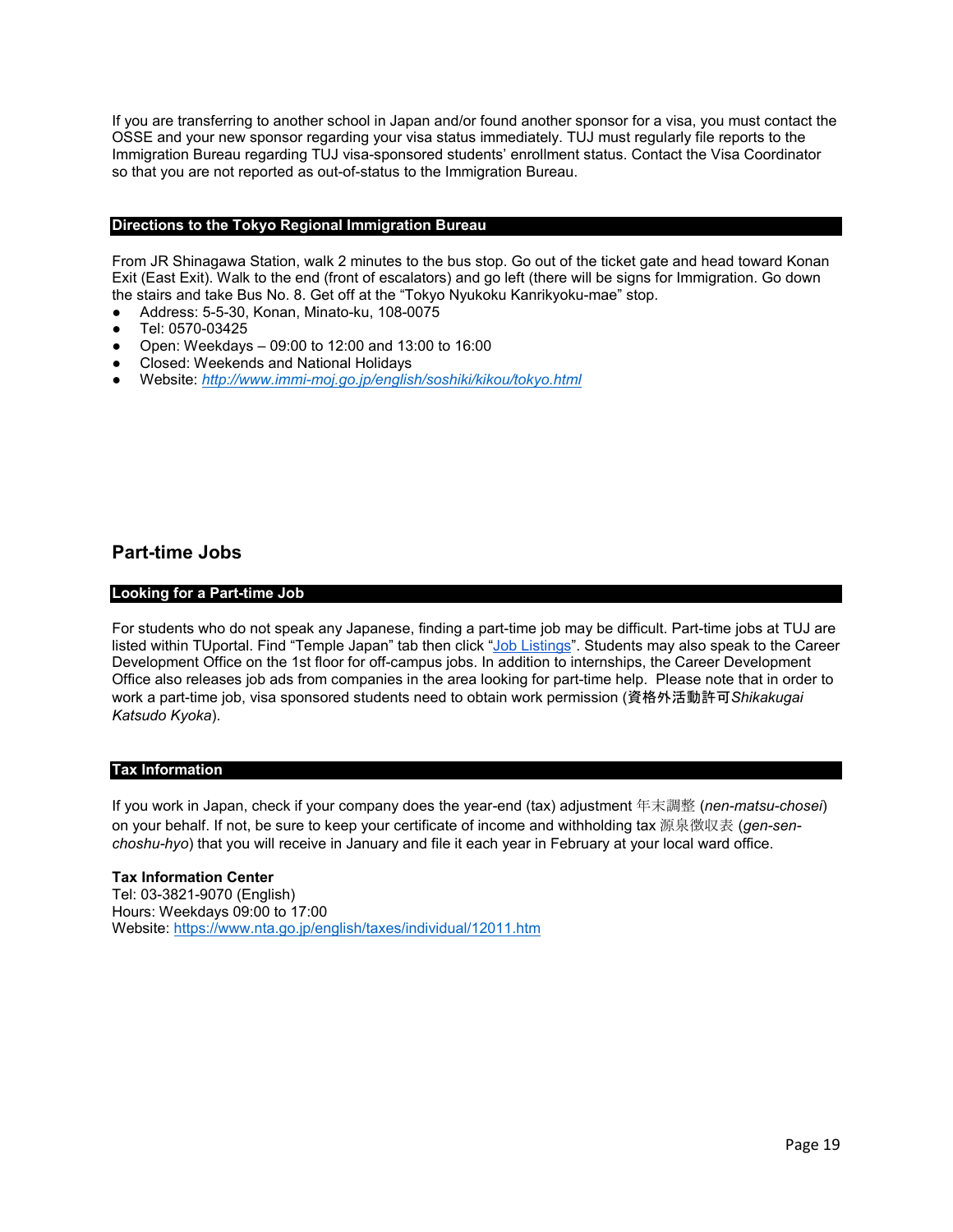If you are transferring to another school in Japan and/or found another sponsor for a visa, you must contact the OSSE and your new sponsor regarding your visa status immediately. TUJ must regularly file reports to the Immigration Bureau regarding TUJ visa-sponsored students' enrollment status. Contact the Visa Coordinator so that you are not reported as out-of-status to the Immigration Bureau.

### Directions to the Tokyo Regional Immigration Bureau

From JR Shinagawa Station, walk 2 minutes to the bus stop. Go out of the ticket gate and head toward Konan Exit (East Exit). Walk to the end (front of escalators) and go left (there will be signs for Immigration. Go down the stairs and take Bus No. 8. Get off at the "Tokyo Nyukoku Kanrikyoku-mae" stop.

- Address: 5-5-30, Konan, Minato-ku, 108-0075
- Tel: 0570-03425
- Open: Weekdays – 09:00 to 12:00 and 13:00 to 16:00
- Closed: Weekends and National Holidays
- Website: *http://www.immi-moj.go.jp/english/soshiki/kikou/tokyo.html*

## Part-time Jobs

### Looking for a Part-time Job

For students who do not speak any Japanese, finding a part-time job may be difficult. Part-time jobs at TUJ are listed within TUportal. Find "Temple Japan" tab then click "Job Listings". Students may also speak to the Career Development Office on the 1st floor for off-campus jobs. In addition to internships, the Career Development Office also releases job ads from companies in the area looking for part-time help. Please note that in order to work a part-time job, visa sponsored students need to obtain work permission (資格外活動許可*Shikakugai Katsudo Kyoka*).

### Tax Information

If you work in Japan, check if your company does the year-end (tax) adjustment 年末調整 (*nen-matsu-chosei*) on your behalf. If not, be sure to keep your certificate of income and withholding tax 源泉徴収表 (*gen-sen-choshu-hyo*) that you will receive in January and file it each year in February at your local ward office.

**Tax Information Center**
Tel: 03-3821-9070 (English)
Hours: Weekdays 09:00 to 17:00
Website: https://www.nta.go.jp/english/taxes/individual/12011.htm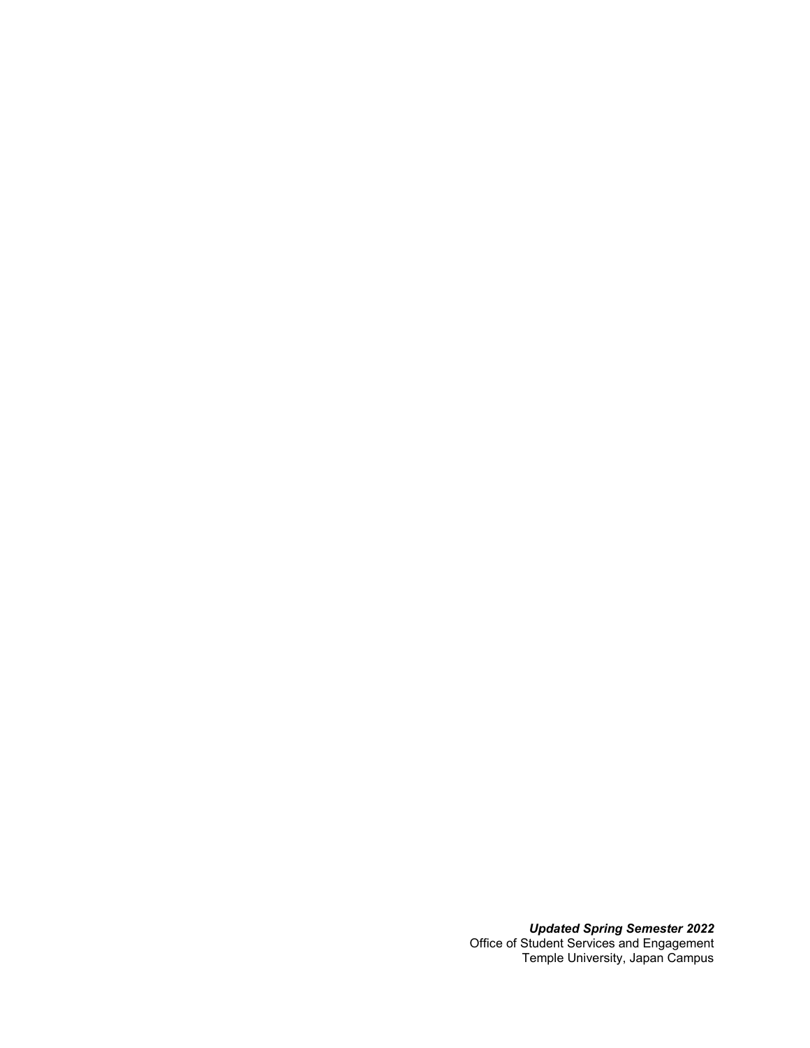***Updated Spring Semester 2022***
Office of Student Services and Engagement
Temple University, Japan Campus